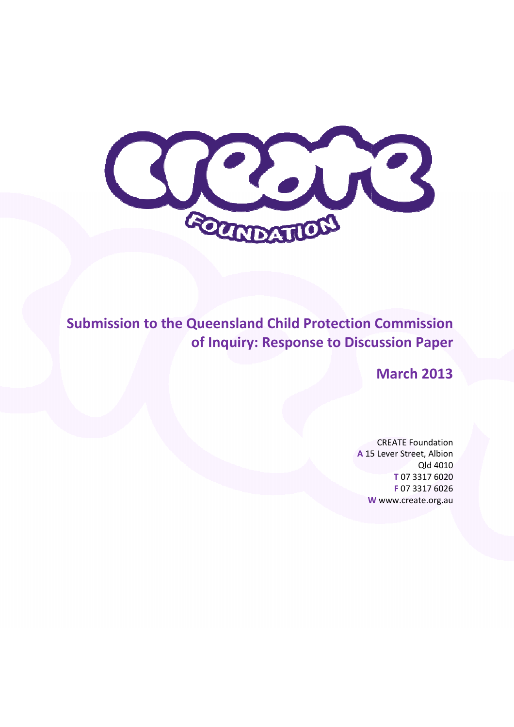# Submission to the Queensland Child Protection Commission of Inquiry: Response to Discussion Paper

## March 2013

CREATE Foundation
**A** 15 Lever Street, Albion
Qld 4010
**T** 07 3317 6020
**F** 07 3317 6026
**W** www.create.org.au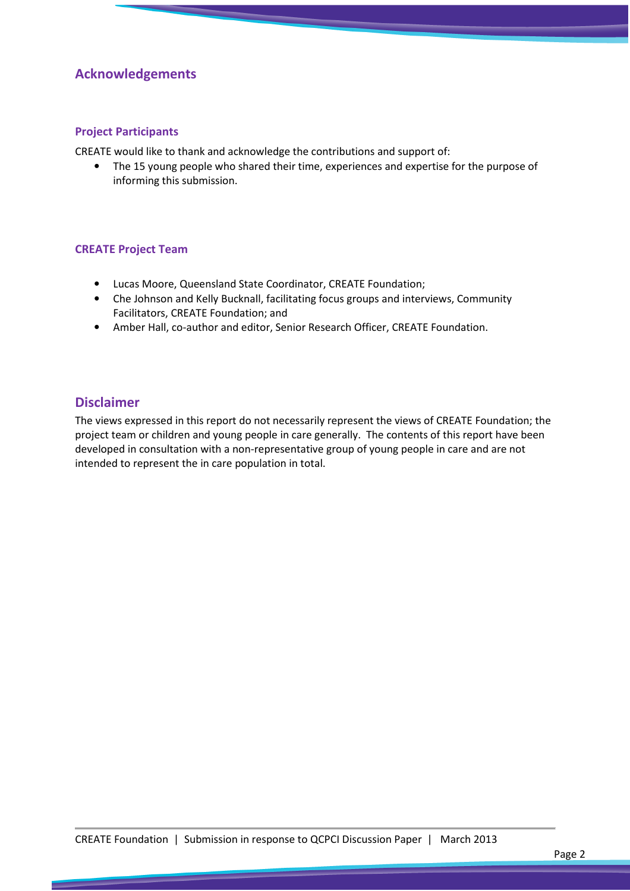## Acknowledgements

### Project Participants

CREATE would like to thank and acknowledge the contributions and support of:

- The 15 young people who shared their time, experiences and expertise for the purpose of informing this submission.

### CREATE Project Team

- Lucas Moore, Queensland State Coordinator, CREATE Foundation;
- Che Johnson and Kelly Bucknall, facilitating focus groups and interviews, Community Facilitators, CREATE Foundation; and
- Amber Hall, co-author and editor, Senior Research Officer, CREATE Foundation.

## Disclaimer

The views expressed in this report do not necessarily represent the views of CREATE Foundation; the project team or children and young people in care generally. The contents of this report have been developed in consultation with a non-representative group of young people in care and are not intended to represent the in care population in total.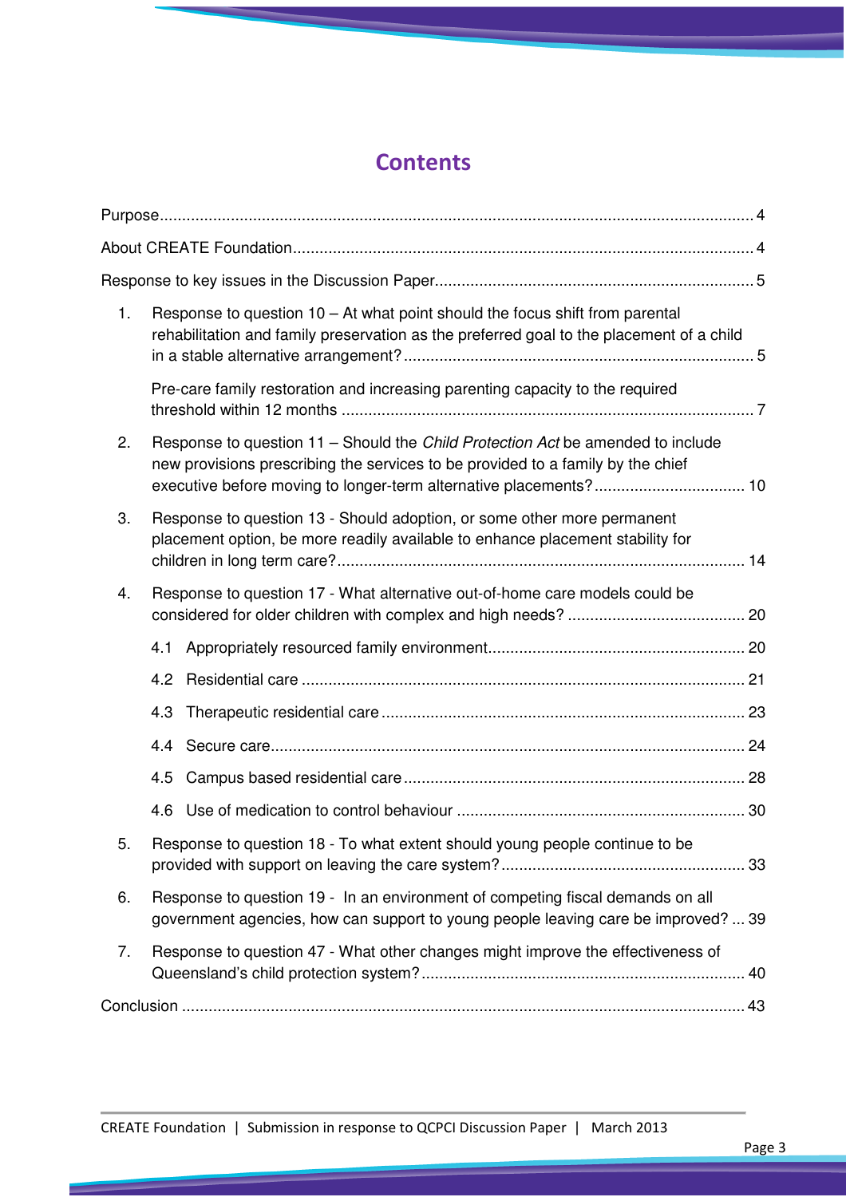# Contents

Purpose ..... 4

About CREATE Foundation ..... 4

Response to key issues in the Discussion Paper ..... 5

1. Response to question 10 – At what point should the focus shift from parental rehabilitation and family preservation as the preferred goal to the placement of a child in a stable alternative arrangement? ..... 5

   Pre-care family restoration and increasing parenting capacity to the required threshold within 12 months ..... 7

2. Response to question 11 – Should the *Child Protection Act* be amended to include new provisions prescribing the services to be provided to a family by the chief executive before moving to longer-term alternative placements? ..... 10

3. Response to question 13 - Should adoption, or some other more permanent placement option, be more readily available to enhance placement stability for children in long term care? ..... 14

4. Response to question 17 - What alternative out-of-home care models could be considered for older children with complex and high needs? ..... 20

   4.1 Appropriately resourced family environment ..... 20

   4.2 Residential care ..... 21

   4.3 Therapeutic residential care ..... 23

   4.4 Secure care ..... 24

   4.5 Campus based residential care ..... 28

   4.6 Use of medication to control behaviour ..... 30

5. Response to question 18 - To what extent should young people continue to be provided with support on leaving the care system? ..... 33

6. Response to question 19 - In an environment of competing fiscal demands on all government agencies, how can support to young people leaving care be improved? ... 39

7. Response to question 47 - What other changes might improve the effectiveness of Queensland's child protection system? ..... 40

Conclusion ..... 43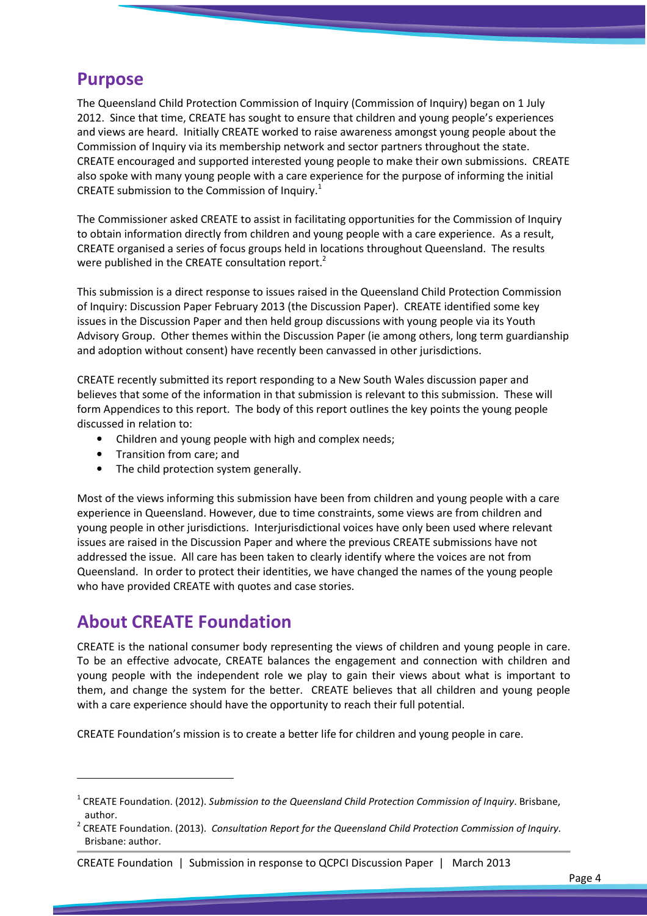## Purpose

The Queensland Child Protection Commission of Inquiry (Commission of Inquiry) began on 1 July 2012. Since that time, CREATE has sought to ensure that children and young people's experiences and views are heard. Initially CREATE worked to raise awareness amongst young people about the Commission of Inquiry via its membership network and sector partners throughout the state. CREATE encouraged and supported interested young people to make their own submissions. CREATE also spoke with many young people with a care experience for the purpose of informing the initial CREATE submission to the Commission of Inquiry.[1]

The Commissioner asked CREATE to assist in facilitating opportunities for the Commission of Inquiry to obtain information directly from children and young people with a care experience. As a result, CREATE organised a series of focus groups held in locations throughout Queensland. The results were published in the CREATE consultation report.[2]

This submission is a direct response to issues raised in the Queensland Child Protection Commission of Inquiry: Discussion Paper February 2013 (the Discussion Paper). CREATE identified some key issues in the Discussion Paper and then held group discussions with young people via its Youth Advisory Group. Other themes within the Discussion Paper (ie among others, long term guardianship and adoption without consent) have recently been canvassed in other jurisdictions.

CREATE recently submitted its report responding to a New South Wales discussion paper and believes that some of the information in that submission is relevant to this submission. These will form Appendices to this report. The body of this report outlines the key points the young people discussed in relation to:

- Children and young people with high and complex needs;
- Transition from care; and
- The child protection system generally.

Most of the views informing this submission have been from children and young people with a care experience in Queensland. However, due to time constraints, some views are from children and young people in other jurisdictions. Interjurisdictional voices have only been used where relevant issues are raised in the Discussion Paper and where the previous CREATE submissions have not addressed the issue. All care has been taken to clearly identify where the voices are not from Queensland. In order to protect their identities, we have changed the names of the young people who have provided CREATE with quotes and case stories.

## About CREATE Foundation

CREATE is the national consumer body representing the views of children and young people in care. To be an effective advocate, CREATE balances the engagement and connection with children and young people with the independent role we play to gain their views about what is important to them, and change the system for the better. CREATE believes that all children and young people with a care experience should have the opportunity to reach their full potential.

CREATE Foundation's mission is to create a better life for children and young people in care.

---

[1] CREATE Foundation. (2012). *Submission to the Queensland Child Protection Commission of Inquiry*. Brisbane, author.

[2] CREATE Foundation. (2013). *Consultation Report for the Queensland Child Protection Commission of Inquiry*. Brisbane: author.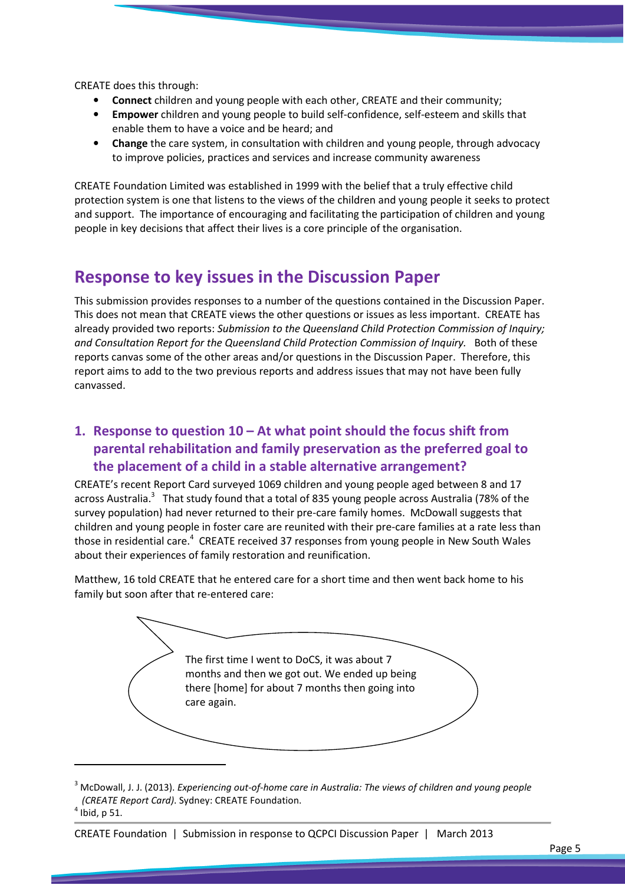CREATE does this through:

- **Connect** children and young people with each other, CREATE and their community;
- **Empower** children and young people to build self-confidence, self-esteem and skills that enable them to have a voice and be heard; and
- **Change** the care system, in consultation with children and young people, through advocacy to improve policies, practices and services and increase community awareness

CREATE Foundation Limited was established in 1999 with the belief that a truly effective child protection system is one that listens to the views of the children and young people it seeks to protect and support. The importance of encouraging and facilitating the participation of children and young people in key decisions that affect their lives is a core principle of the organisation.

# Response to key issues in the Discussion Paper

This submission provides responses to a number of the questions contained in the Discussion Paper. This does not mean that CREATE views the other questions or issues as less important. CREATE has already provided two reports: *Submission to the Queensland Child Protection Commission of Inquiry; and Consultation Report for the Queensland Child Protection Commission of Inquiry.* Both of these reports canvas some of the other areas and/or questions in the Discussion Paper. Therefore, this report aims to add to the two previous reports and address issues that may not have been fully canvassed.

## 1. Response to question 10 – At what point should the focus shift from parental rehabilitation and family preservation as the preferred goal to the placement of a child in a stable alternative arrangement?

CREATE's recent Report Card surveyed 1069 children and young people aged between 8 and 17 across Australia.[3] That study found that a total of 835 young people across Australia (78% of the survey population) had never returned to their pre-care family homes. McDowall suggests that children and young people in foster care are reunited with their pre-care families at a rate less than those in residential care.[4] CREATE received 37 responses from young people in New South Wales about their experiences of family restoration and reunification.

Matthew, 16 told CREATE that he entered care for a short time and then went back home to his family but soon after that re-entered care:

> The first time I went to DoCS, it was about 7 months and then we got out. We ended up being there [home] for about 7 months then going into care again.

[3] McDowall, J. J. (2013). *Experiencing out-of-home care in Australia: The views of children and young people (CREATE Report Card)*. Sydney: CREATE Foundation.

[4] Ibid, p 51.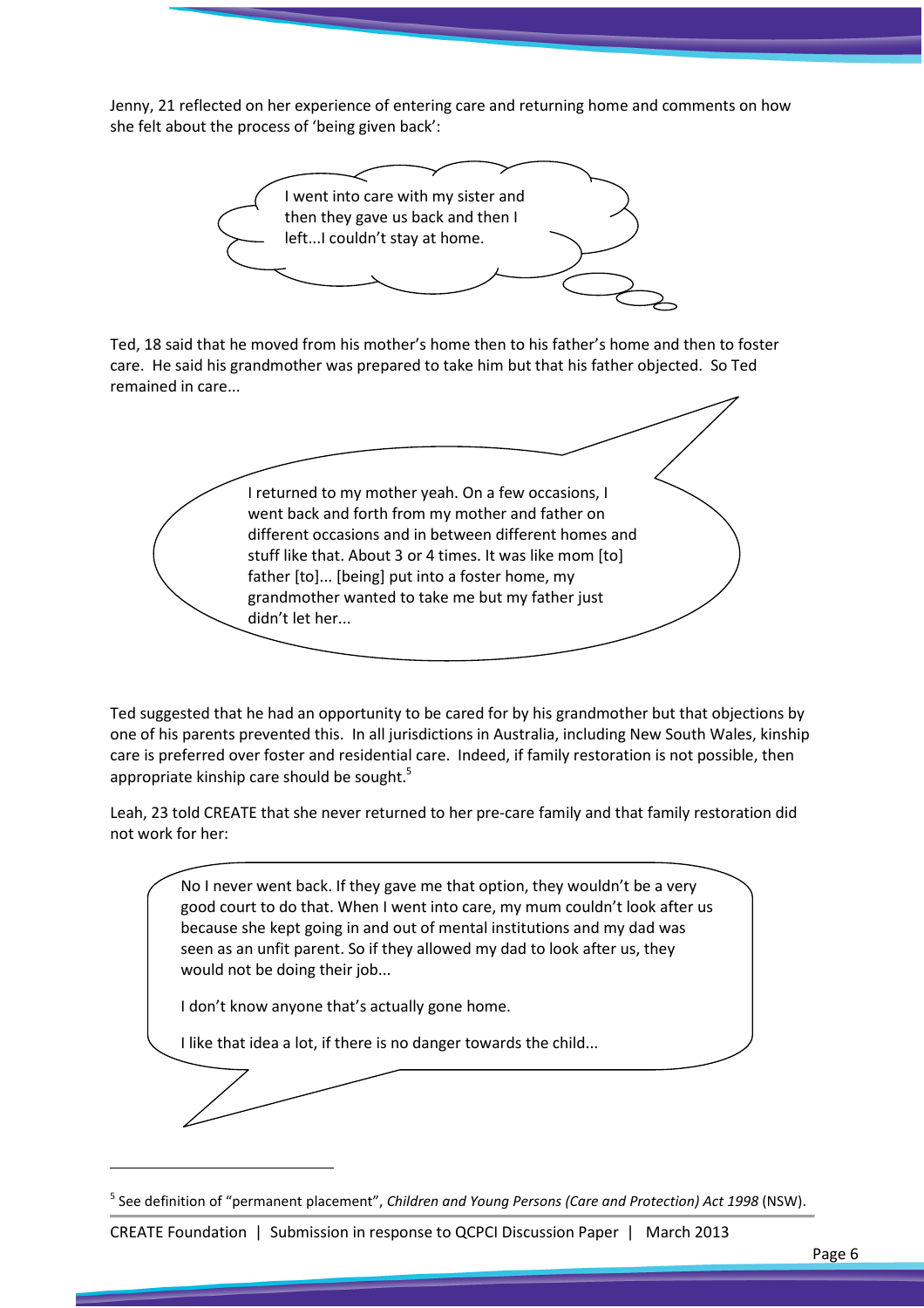Jenny, 21 reflected on her experience of entering care and returning home and comments on how she felt about the process of 'being given back':

> I went into care with my sister and then they gave us back and then I left...I couldn't stay at home.

Ted, 18 said that he moved from his mother's home then to his father's home and then to foster care. He said his grandmother was prepared to take him but that his father objected. So Ted remained in care...

> I returned to my mother yeah. On a few occasions, I went back and forth from my mother and father on different occasions and in between different homes and stuff like that. About 3 or 4 times. It was like mom [to] father [to]... [being] put into a foster home, my grandmother wanted to take me but my father just didn't let her...

Ted suggested that he had an opportunity to be cared for by his grandmother but that objections by one of his parents prevented this. In all jurisdictions in Australia, including New South Wales, kinship care is preferred over foster and residential care. Indeed, if family restoration is not possible, then appropriate kinship care should be sought.[5]

Leah, 23 told CREATE that she never returned to her pre-care family and that family restoration did not work for her:

> No I never went back. If they gave me that option, they wouldn't be a very good court to do that. When I went into care, my mum couldn't look after us because she kept going in and out of mental institutions and my dad was seen as an unfit parent. So if they allowed my dad to look after us, they would not be doing their job...
>
> I don't know anyone that's actually gone home.
>
> I like that idea a lot, if there is no danger towards the child...

---

[5] See definition of "permanent placement", *Children and Young Persons (Care and Protection) Act 1998* (NSW).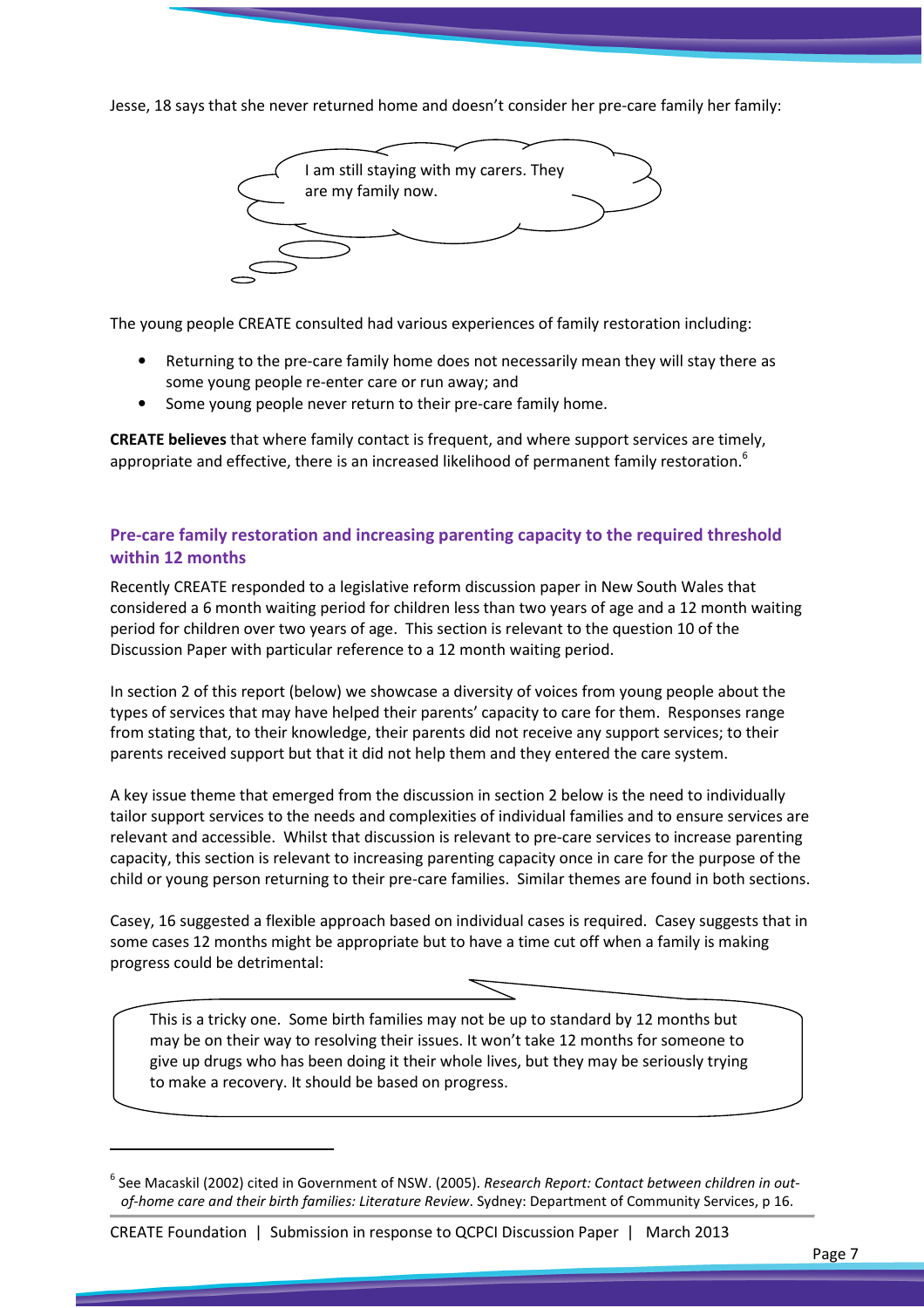Jesse, 18 says that she never returned home and doesn't consider her pre-care family her family:

> I am still staying with my carers. They are my family now.

The young people CREATE consulted had various experiences of family restoration including:

- Returning to the pre-care family home does not necessarily mean they will stay there as some young people re-enter care or run away; and
- Some young people never return to their pre-care family home.

**CREATE believes** that where family contact is frequent, and where support services are timely, appropriate and effective, there is an increased likelihood of permanent family restoration.[6]

## Pre-care family restoration and increasing parenting capacity to the required threshold within 12 months

Recently CREATE responded to a legislative reform discussion paper in New South Wales that considered a 6 month waiting period for children less than two years of age and a 12 month waiting period for children over two years of age. This section is relevant to the question 10 of the Discussion Paper with particular reference to a 12 month waiting period.

In section 2 of this report (below) we showcase a diversity of voices from young people about the types of services that may have helped their parents' capacity to care for them. Responses range from stating that, to their knowledge, their parents did not receive any support services; to their parents received support but that it did not help them and they entered the care system.

A key issue theme that emerged from the discussion in section 2 below is the need to individually tailor support services to the needs and complexities of individual families and to ensure services are relevant and accessible. Whilst that discussion is relevant to pre-care services to increase parenting capacity, this section is relevant to increasing parenting capacity once in care for the purpose of the child or young person returning to their pre-care families. Similar themes are found in both sections.

Casey, 16 suggested a flexible approach based on individual cases is required. Casey suggests that in some cases 12 months might be appropriate but to have a time cut off when a family is making progress could be detrimental:

> This is a tricky one. Some birth families may not be up to standard by 12 months but may be on their way to resolving their issues. It won't take 12 months for someone to give up drugs who has been doing it their whole lives, but they may be seriously trying to make a recovery. It should be based on progress.

---

[6] See Macaskil (2002) cited in Government of NSW. (2005). *Research Report: Contact between children in out-of-home care and their birth families: Literature Review*. Sydney: Department of Community Services, p 16.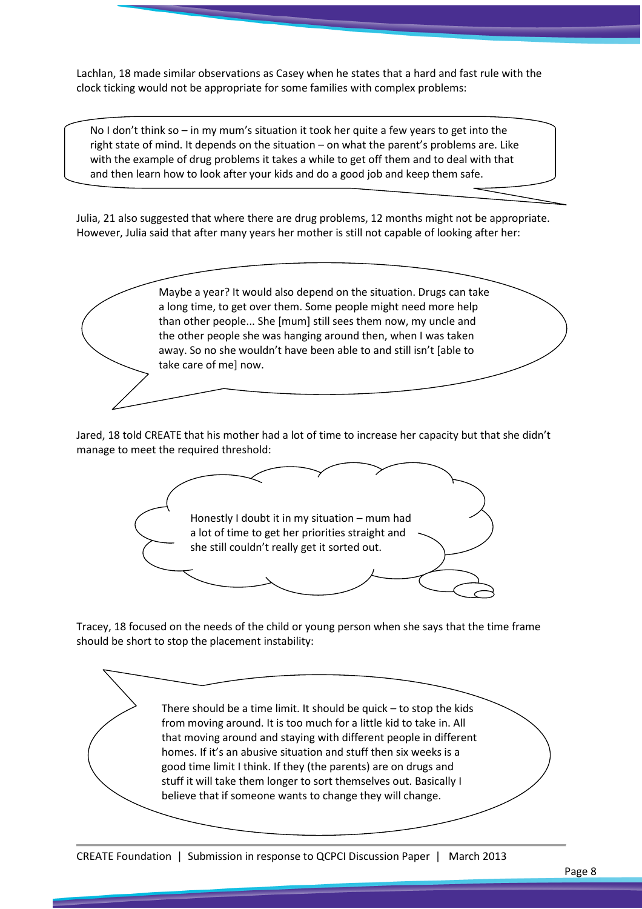Lachlan, 18 made similar observations as Casey when he states that a hard and fast rule with the clock ticking would not be appropriate for some families with complex problems:

> No I don't think so – in my mum's situation it took her quite a few years to get into the right state of mind. It depends on the situation – on what the parent's problems are. Like with the example of drug problems it takes a while to get off them and to deal with that and then learn how to look after your kids and do a good job and keep them safe.

Julia, 21 also suggested that where there are drug problems, 12 months might not be appropriate. However, Julia said that after many years her mother is still not capable of looking after her:

> Maybe a year? It would also depend on the situation. Drugs can take a long time, to get over them. Some people might need more help than other people... She [mum] still sees them now, my uncle and the other people she was hanging around then, when I was taken away. So no she wouldn't have been able to and still isn't [able to take care of me] now.

Jared, 18 told CREATE that his mother had a lot of time to increase her capacity but that she didn't manage to meet the required threshold:

> Honestly I doubt it in my situation – mum had a lot of time to get her priorities straight and she still couldn't really get it sorted out.

Tracey, 18 focused on the needs of the child or young person when she says that the time frame should be short to stop the placement instability:

> There should be a time limit. It should be quick – to stop the kids from moving around. It is too much for a little kid to take in. All that moving around and staying with different people in different homes. If it's an abusive situation and stuff then six weeks is a good time limit I think. If they (the parents) are on drugs and stuff it will take them longer to sort themselves out. Basically I believe that if someone wants to change they will change.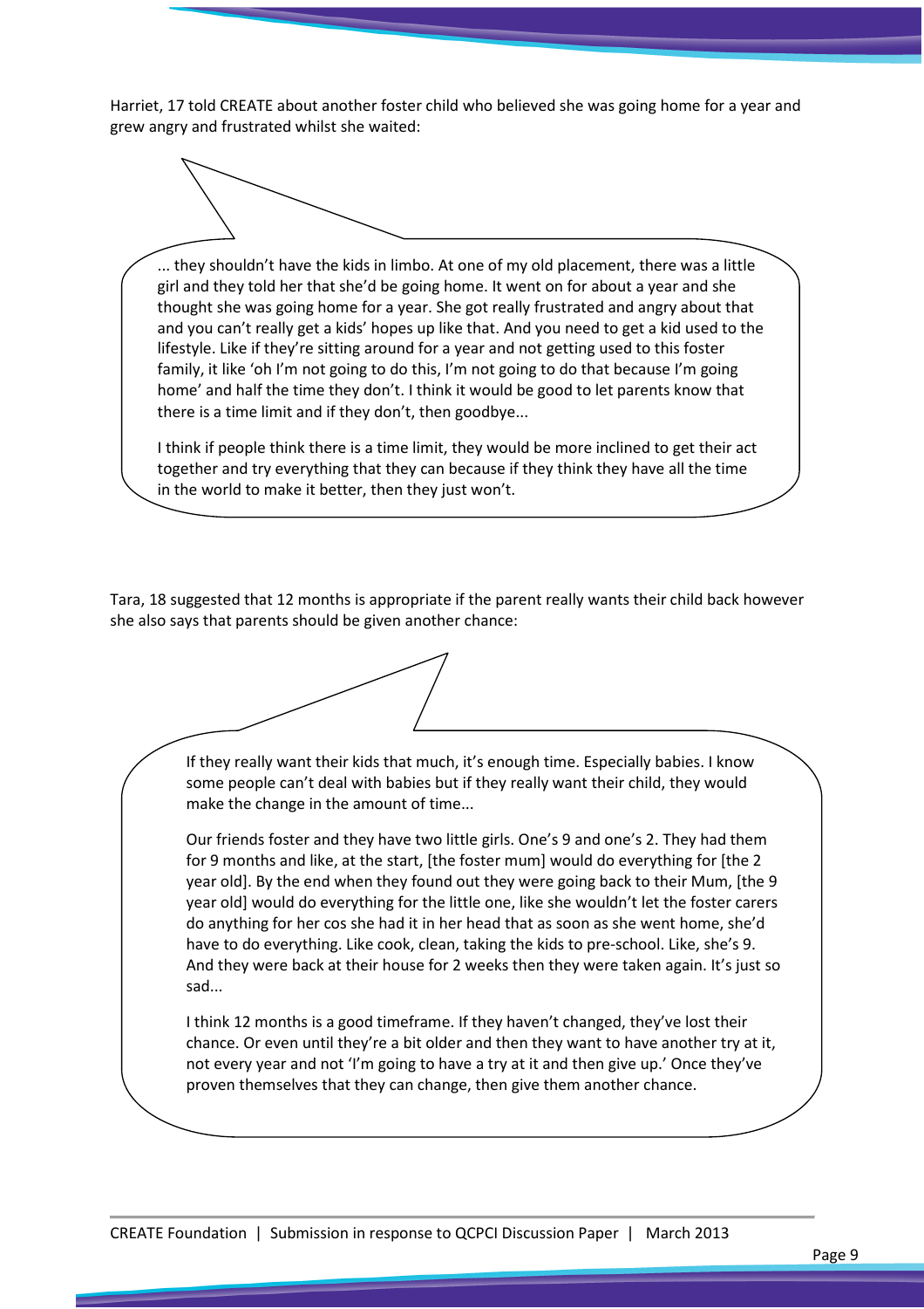Harriet, 17 told CREATE about another foster child who believed she was going home for a year and grew angry and frustrated whilst she waited:

> ... they shouldn't have the kids in limbo. At one of my old placement, there was a little girl and they told her that she'd be going home. It went on for about a year and she thought she was going home for a year. She got really frustrated and angry about that and you can't really get a kids' hopes up like that. And you need to get a kid used to the lifestyle. Like if they're sitting around for a year and not getting used to this foster family, it like 'oh I'm not going to do this, I'm not going to do that because I'm going home' and half the time they don't. I think it would be good to let parents know that there is a time limit and if they don't, then goodbye...
>
> I think if people think there is a time limit, they would be more inclined to get their act together and try everything that they can because if they think they have all the time in the world to make it better, then they just won't.

Tara, 18 suggested that 12 months is appropriate if the parent really wants their child back however she also says that parents should be given another chance:

> If they really want their kids that much, it's enough time. Especially babies. I know some people can't deal with babies but if they really want their child, they would make the change in the amount of time...
>
> Our friends foster and they have two little girls. One's 9 and one's 2. They had them for 9 months and like, at the start, [the foster mum] would do everything for [the 2 year old]. By the end when they found out they were going back to their Mum, [the 9 year old] would do everything for the little one, like she wouldn't let the foster carers do anything for her cos she had it in her head that as soon as she went home, she'd have to do everything. Like cook, clean, taking the kids to pre-school. Like, she's 9. And they were back at their house for 2 weeks then they were taken again. It's just so sad...
>
> I think 12 months is a good timeframe. If they haven't changed, they've lost their chance. Or even until they're a bit older and then they want to have another try at it, not every year and not 'I'm going to have a try at it and then give up.' Once they've proven themselves that they can change, then give them another chance.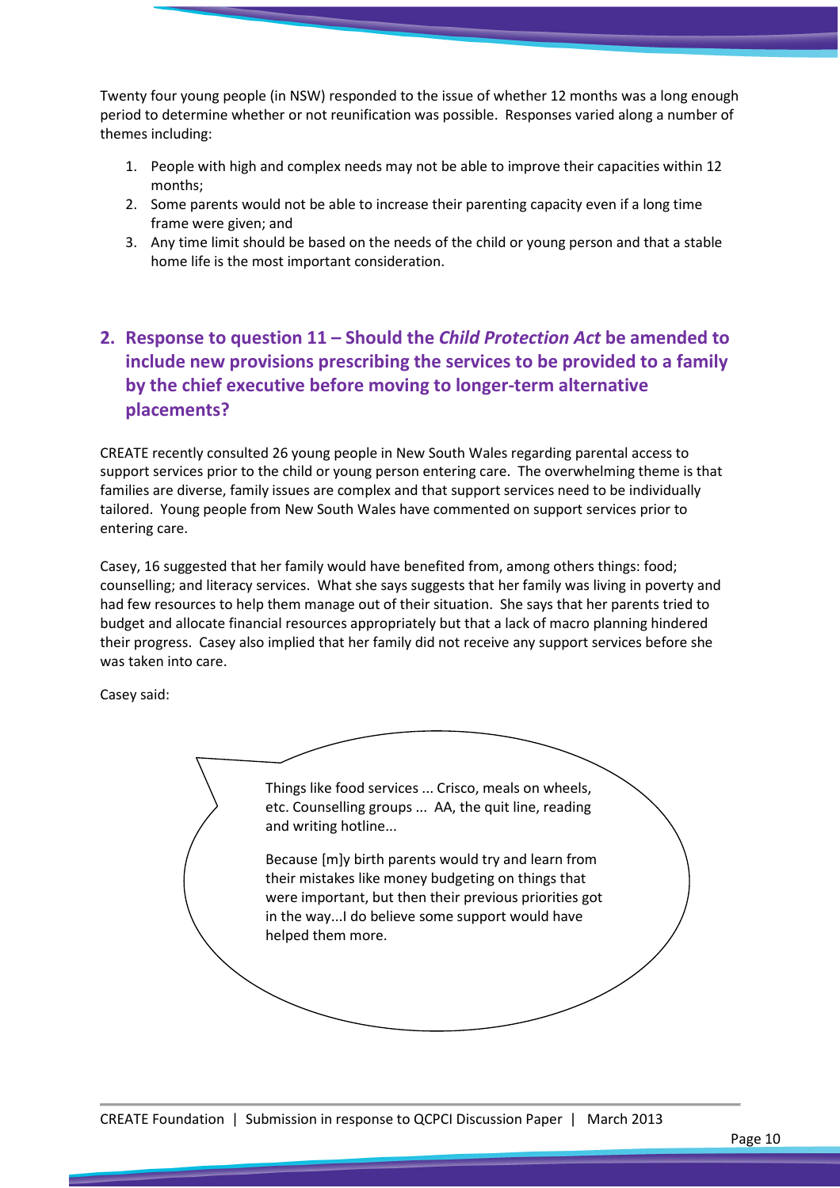Twenty four young people (in NSW) responded to the issue of whether 12 months was a long enough period to determine whether or not reunification was possible. Responses varied along a number of themes including:

1. People with high and complex needs may not be able to improve their capacities within 12 months;
2. Some parents would not be able to increase their parenting capacity even if a long time frame were given; and
3. Any time limit should be based on the needs of the child or young person and that a stable home life is the most important consideration.

## 2. Response to question 11 – Should the *Child Protection Act* be amended to include new provisions prescribing the services to be provided to a family by the chief executive before moving to longer-term alternative placements?

CREATE recently consulted 26 young people in New South Wales regarding parental access to support services prior to the child or young person entering care. The overwhelming theme is that families are diverse, family issues are complex and that support services need to be individually tailored. Young people from New South Wales have commented on support services prior to entering care.

Casey, 16 suggested that her family would have benefited from, among others things: food; counselling; and literacy services. What she says suggests that her family was living in poverty and had few resources to help them manage out of their situation. She says that her parents tried to budget and allocate financial resources appropriately but that a lack of macro planning hindered their progress. Casey also implied that her family did not receive any support services before she was taken into care.

Casey said:

> Things like food services ... Crisco, meals on wheels, etc. Counselling groups ... AA, the quit line, reading and writing hotline...
>
> Because [m]y birth parents would try and learn from their mistakes like money budgeting on things that were important, but then their previous priorities got in the way...I do believe some support would have helped them more.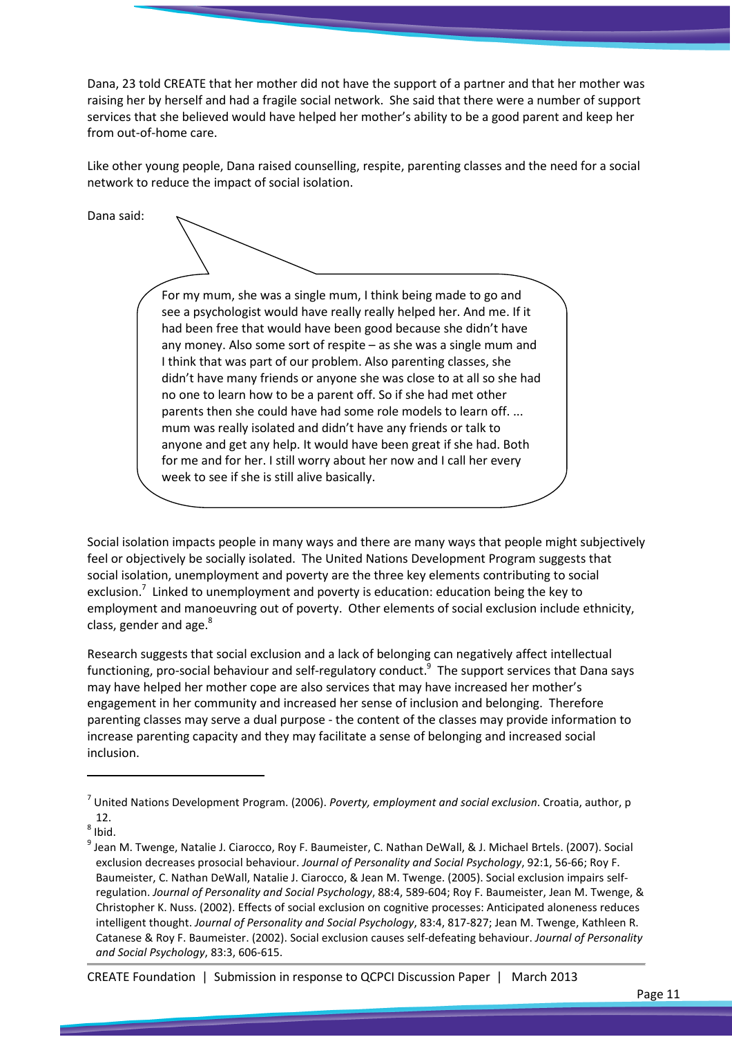Dana, 23 told CREATE that her mother did not have the support of a partner and that her mother was raising her by herself and had a fragile social network. She said that there were a number of support services that she believed would have helped her mother's ability to be a good parent and keep her from out-of-home care.

Like other young people, Dana raised counselling, respite, parenting classes and the need for a social network to reduce the impact of social isolation.

Dana said:

> For my mum, she was a single mum, I think being made to go and see a psychologist would have really really helped her. And me. If it had been free that would have been good because she didn't have any money. Also some sort of respite – as she was a single mum and I think that was part of our problem. Also parenting classes, she didn't have many friends or anyone she was close to at all so she had no one to learn how to be a parent off. So if she had met other parents then she could have had some role models to learn off. ... mum was really isolated and didn't have any friends or talk to anyone and get any help. It would have been great if she had. Both for me and for her. I still worry about her now and I call her every week to see if she is still alive basically.

Social isolation impacts people in many ways and there are many ways that people might subjectively feel or objectively be socially isolated. The United Nations Development Program suggests that social isolation, unemployment and poverty are the three key elements contributing to social exclusion.[7] Linked to unemployment and poverty is education: education being the key to employment and manoeuvring out of poverty. Other elements of social exclusion include ethnicity, class, gender and age.[8]

Research suggests that social exclusion and a lack of belonging can negatively affect intellectual functioning, pro-social behaviour and self-regulatory conduct.[9] The support services that Dana says may have helped her mother cope are also services that may have increased her mother's engagement in her community and increased her sense of inclusion and belonging. Therefore parenting classes may serve a dual purpose - the content of the classes may provide information to increase parenting capacity and they may facilitate a sense of belonging and increased social inclusion.

---

[7] United Nations Development Program. (2006). *Poverty, employment and social exclusion*. Croatia, author, p 12.

[8] Ibid.

[9] Jean M. Twenge, Natalie J. Ciarocco, Roy F. Baumeister, C. Nathan DeWall, & J. Michael Brtels. (2007). Social exclusion decreases prosocial behaviour. *Journal of Personality and Social Psychology*, 92:1, 56-66; Roy F. Baumeister, C. Nathan DeWall, Natalie J. Ciarocco, & Jean M. Twenge. (2005). Social exclusion impairs self-regulation. *Journal of Personality and Social Psychology*, 88:4, 589-604; Roy F. Baumeister, Jean M. Twenge, & Christopher K. Nuss. (2002). Effects of social exclusion on cognitive processes: Anticipated aloneness reduces intelligent thought. *Journal of Personality and Social Psychology*, 83:4, 817-827; Jean M. Twenge, Kathleen R. Catanese & Roy F. Baumeister. (2002). Social exclusion causes self-defeating behaviour. *Journal of Personality and Social Psychology*, 83:3, 606-615.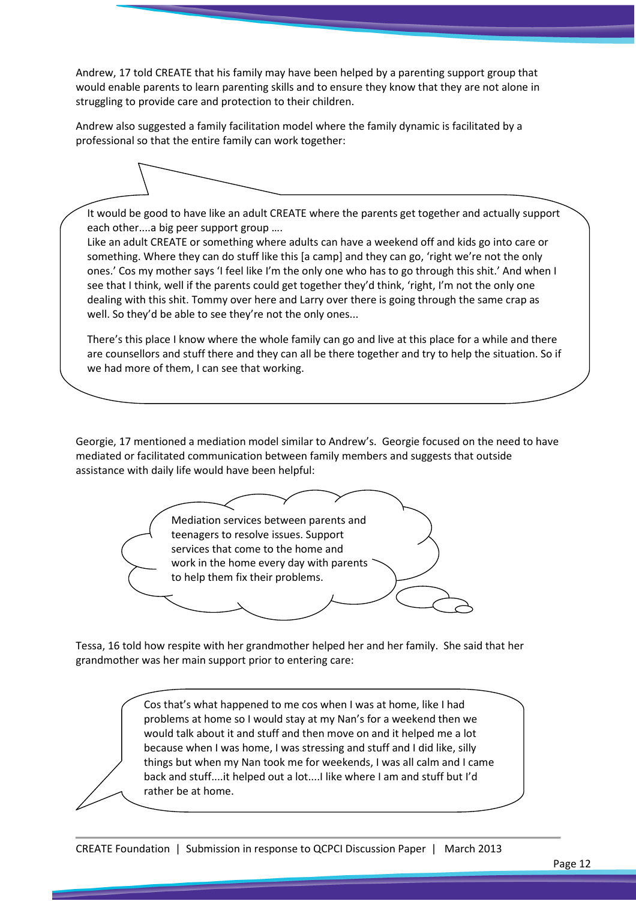Andrew, 17 told CREATE that his family may have been helped by a parenting support group that would enable parents to learn parenting skills and to ensure they know that they are not alone in struggling to provide care and protection to their children.

Andrew also suggested a family facilitation model where the family dynamic is facilitated by a professional so that the entire family can work together:

> It would be good to have like an adult CREATE where the parents get together and actually support each other....a big peer support group ….
> Like an adult CREATE or something where adults can have a weekend off and kids go into care or something. Where they can do stuff like this [a camp] and they can go, 'right we're not the only ones.' Cos my mother says 'I feel like I'm the only one who has to go through this shit.' And when I see that I think, well if the parents could get together they'd think, 'right, I'm not the only one dealing with this shit. Tommy over here and Larry over there is going through the same crap as well. So they'd be able to see they're not the only ones...
>
> There's this place I know where the whole family can go and live at this place for a while and there are counsellors and stuff there and they can all be there together and try to help the situation. So if we had more of them, I can see that working.

Georgie, 17 mentioned a mediation model similar to Andrew's. Georgie focused on the need to have mediated or facilitated communication between family members and suggests that outside assistance with daily life would have been helpful:

> Mediation services between parents and teenagers to resolve issues. Support services that come to the home and work in the home every day with parents to help them fix their problems.

Tessa, 16 told how respite with her grandmother helped her and her family. She said that her grandmother was her main support prior to entering care:

> Cos that's what happened to me cos when I was at home, like I had problems at home so I would stay at my Nan's for a weekend then we would talk about it and stuff and then move on and it helped me a lot because when I was home, I was stressing and stuff and I did like, silly things but when my Nan took me for weekends, I was all calm and I came back and stuff....it helped out a lot....I like where I am and stuff but I'd rather be at home.

CREATE Foundation | Submission in response to QCPCI Discussion Paper | March 2013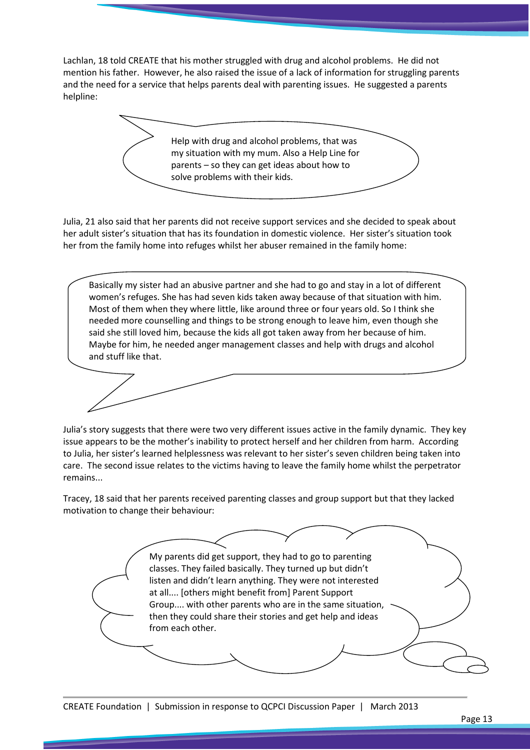Lachlan, 18 told CREATE that his mother struggled with drug and alcohol problems. He did not mention his father. However, he also raised the issue of a lack of information for struggling parents and the need for a service that helps parents deal with parenting issues. He suggested a parents helpline:

> Help with drug and alcohol problems, that was my situation with my mum. Also a Help Line for parents – so they can get ideas about how to solve problems with their kids.

Julia, 21 also said that her parents did not receive support services and she decided to speak about her adult sister's situation that has its foundation in domestic violence. Her sister's situation took her from the family home into refuges whilst her abuser remained in the family home:

> Basically my sister had an abusive partner and she had to go and stay in a lot of different women's refuges. She has had seven kids taken away because of that situation with him. Most of them when they where little, like around three or four years old. So I think she needed more counselling and things to be strong enough to leave him, even though she said she still loved him, because the kids all got taken away from her because of him. Maybe for him, he needed anger management classes and help with drugs and alcohol and stuff like that.

Julia's story suggests that there were two very different issues active in the family dynamic. They key issue appears to be the mother's inability to protect herself and her children from harm. According to Julia, her sister's learned helplessness was relevant to her sister's seven children being taken into care. The second issue relates to the victims having to leave the family home whilst the perpetrator remains...

Tracey, 18 said that her parents received parenting classes and group support but that they lacked motivation to change their behaviour:

> My parents did get support, they had to go to parenting classes. They failed basically. They turned up but didn't listen and didn't learn anything. They were not interested at all.... [others might benefit from] Parent Support Group.... with other parents who are in the same situation, then they could share their stories and get help and ideas from each other.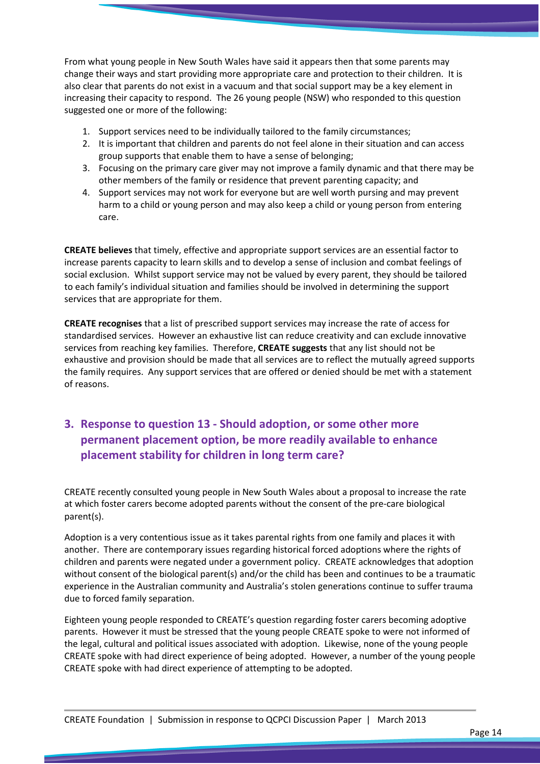From what young people in New South Wales have said it appears then that some parents may change their ways and start providing more appropriate care and protection to their children. It is also clear that parents do not exist in a vacuum and that social support may be a key element in increasing their capacity to respond. The 26 young people (NSW) who responded to this question suggested one or more of the following:

1. Support services need to be individually tailored to the family circumstances;
2. It is important that children and parents do not feel alone in their situation and can access group supports that enable them to have a sense of belonging;
3. Focusing on the primary care giver may not improve a family dynamic and that there may be other members of the family or residence that prevent parenting capacity; and
4. Support services may not work for everyone but are well worth pursing and may prevent harm to a child or young person and may also keep a child or young person from entering care.

**CREATE believes** that timely, effective and appropriate support services are an essential factor to increase parents capacity to learn skills and to develop a sense of inclusion and combat feelings of social exclusion. Whilst support service may not be valued by every parent, they should be tailored to each family's individual situation and families should be involved in determining the support services that are appropriate for them.

**CREATE recognises** that a list of prescribed support services may increase the rate of access for standardised services. However an exhaustive list can reduce creativity and can exclude innovative services from reaching key families. Therefore, **CREATE suggests** that any list should not be exhaustive and provision should be made that all services are to reflect the mutually agreed supports the family requires. Any support services that are offered or denied should be met with a statement of reasons.

## 3. Response to question 13 - Should adoption, or some other more permanent placement option, be more readily available to enhance placement stability for children in long term care?

CREATE recently consulted young people in New South Wales about a proposal to increase the rate at which foster carers become adopted parents without the consent of the pre-care biological parent(s).

Adoption is a very contentious issue as it takes parental rights from one family and places it with another. There are contemporary issues regarding historical forced adoptions where the rights of children and parents were negated under a government policy. CREATE acknowledges that adoption without consent of the biological parent(s) and/or the child has been and continues to be a traumatic experience in the Australian community and Australia's stolen generations continue to suffer trauma due to forced family separation.

Eighteen young people responded to CREATE's question regarding foster carers becoming adoptive parents. However it must be stressed that the young people CREATE spoke to were not informed of the legal, cultural and political issues associated with adoption. Likewise, none of the young people CREATE spoke with had direct experience of being adopted. However, a number of the young people CREATE spoke with had direct experience of attempting to be adopted.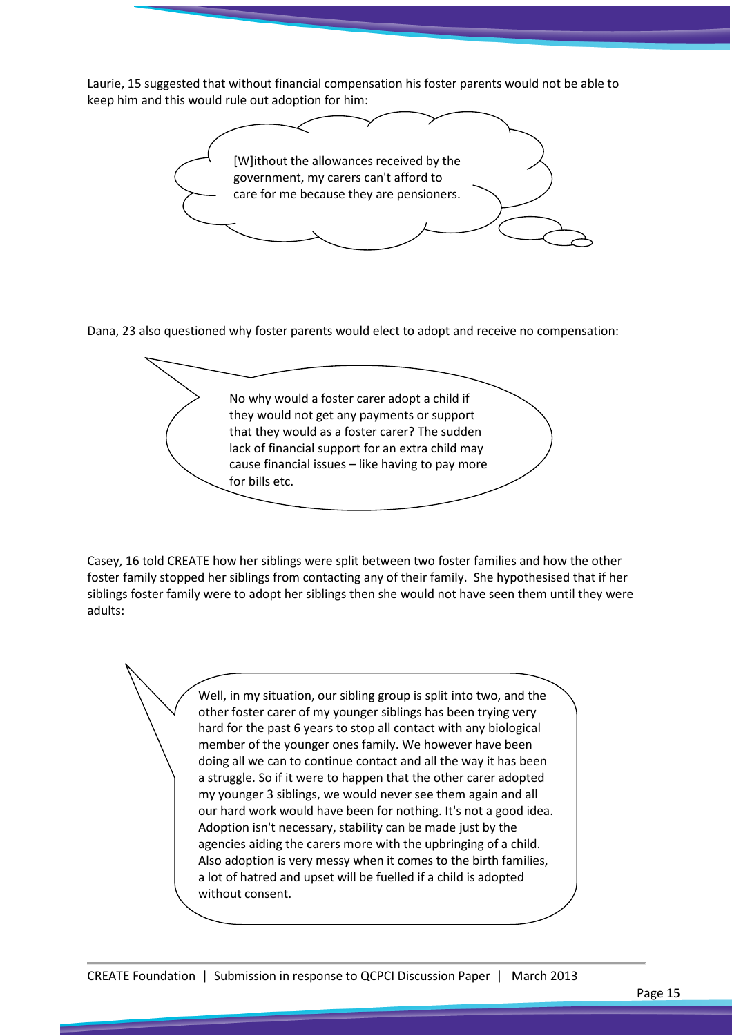Laurie, 15 suggested that without financial compensation his foster parents would not be able to keep him and this would rule out adoption for him:

> [W]ithout the allowances received by the government, my carers can't afford to care for me because they are pensioners.

Dana, 23 also questioned why foster parents would elect to adopt and receive no compensation:

> No why would a foster carer adopt a child if they would not get any payments or support that they would as a foster carer? The sudden lack of financial support for an extra child may cause financial issues – like having to pay more for bills etc.

Casey, 16 told CREATE how her siblings were split between two foster families and how the other foster family stopped her siblings from contacting any of their family. She hypothesised that if her siblings foster family were to adopt her siblings then she would not have seen them until they were adults:

> Well, in my situation, our sibling group is split into two, and the other foster carer of my younger siblings has been trying very hard for the past 6 years to stop all contact with any biological member of the younger ones family. We however have been doing all we can to continue contact and all the way it has been a struggle. So if it were to happen that the other carer adopted my younger 3 siblings, we would never see them again and all our hard work would have been for nothing. It's not a good idea. Adoption isn't necessary, stability can be made just by the agencies aiding the carers more with the upbringing of a child. Also adoption is very messy when it comes to the birth families, a lot of hatred and upset will be fuelled if a child is adopted without consent.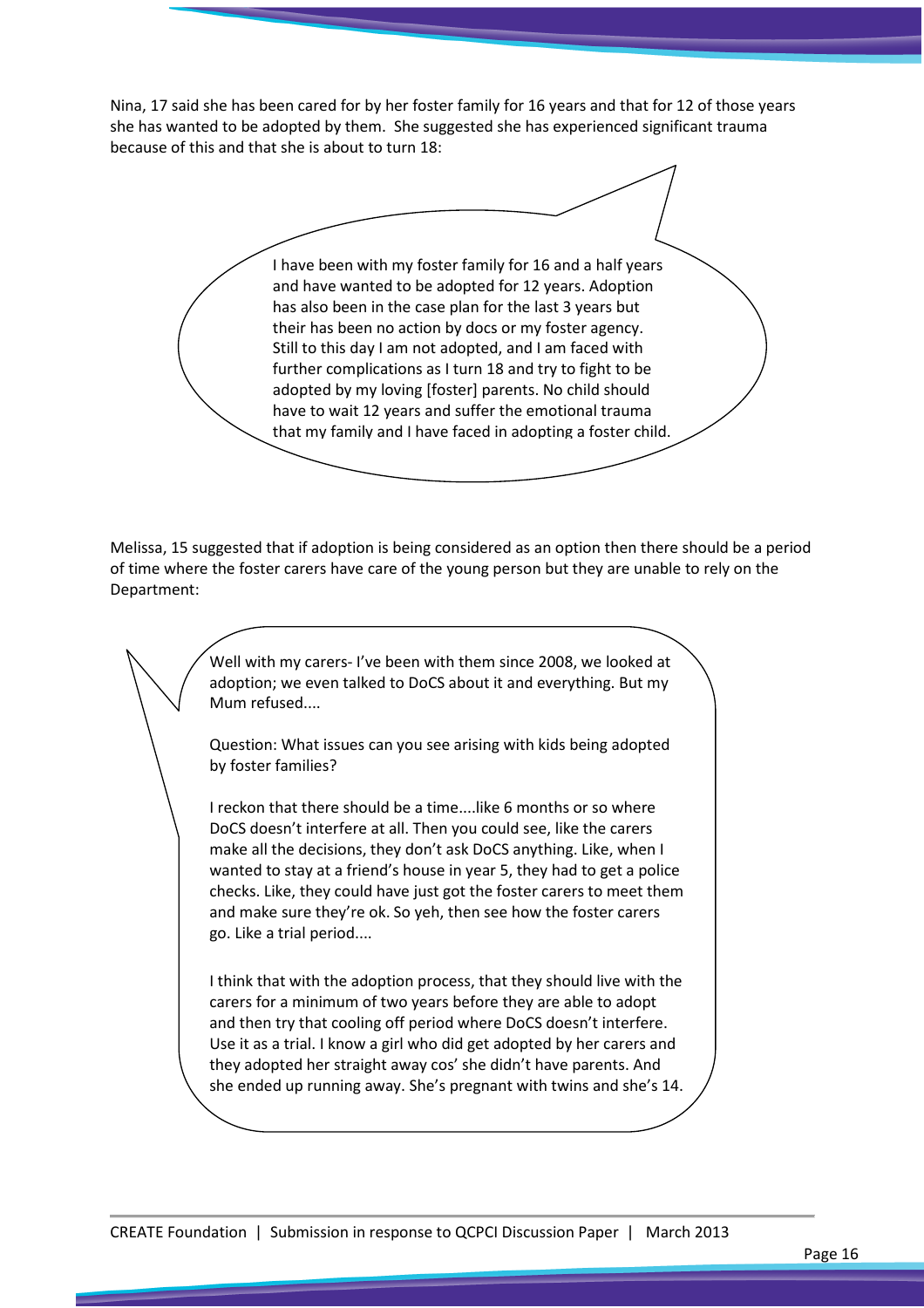Nina, 17 said she has been cared for by her foster family for 16 years and that for 12 of those years she has wanted to be adopted by them. She suggested she has experienced significant trauma because of this and that she is about to turn 18:

> I have been with my foster family for 16 and a half years and have wanted to be adopted for 12 years. Adoption has also been in the case plan for the last 3 years but their has been no action by docs or my foster agency. Still to this day I am not adopted, and I am faced with further complications as I turn 18 and try to fight to be adopted by my loving [foster] parents. No child should have to wait 12 years and suffer the emotional trauma that my family and I have faced in adopting a foster child.

Melissa, 15 suggested that if adoption is being considered as an option then there should be a period of time where the foster carers have care of the young person but they are unable to rely on the Department:

> Well with my carers- I've been with them since 2008, we looked at adoption; we even talked to DoCS about it and everything. But my Mum refused....
>
> Question: What issues can you see arising with kids being adopted by foster families?
>
> I reckon that there should be a time....like 6 months or so where DoCS doesn't interfere at all. Then you could see, like the carers make all the decisions, they don't ask DoCS anything. Like, when I wanted to stay at a friend's house in year 5, they had to get a police checks. Like, they could have just got the foster carers to meet them and make sure they're ok. So yeh, then see how the foster carers go. Like a trial period....
>
> I think that with the adoption process, that they should live with the carers for a minimum of two years before they are able to adopt and then try that cooling off period where DoCS doesn't interfere. Use it as a trial. I know a girl who did get adopted by her carers and they adopted her straight away cos' she didn't have parents. And she ended up running away. She's pregnant with twins and she's 14.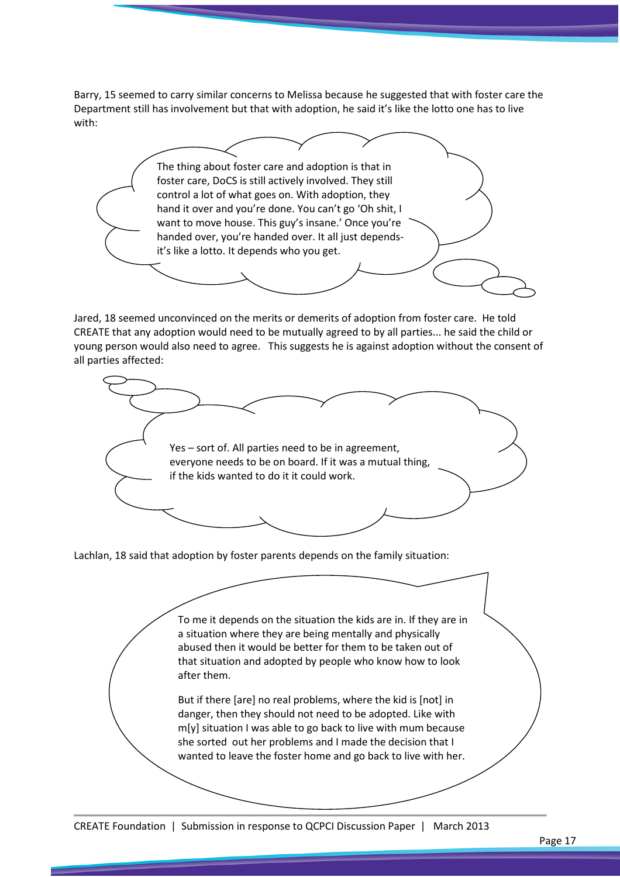Barry, 15 seemed to carry similar concerns to Melissa because he suggested that with foster care the Department still has involvement but that with adoption, he said it's like the lotto one has to live with:

> The thing about foster care and adoption is that in foster care, DoCS is still actively involved. They still control a lot of what goes on. With adoption, they hand it over and you're done. You can't go 'Oh shit, I want to move house. This guy's insane.' Once you're handed over, you're handed over. It all just depends- it's like a lotto. It depends who you get.

Jared, 18 seemed unconvinced on the merits or demerits of adoption from foster care. He told CREATE that any adoption would need to be mutually agreed to by all parties... he said the child or young person would also need to agree. This suggests he is against adoption without the consent of all parties affected:

> Yes – sort of. All parties need to be in agreement, everyone needs to be on board. If it was a mutual thing, if the kids wanted to do it it could work.

Lachlan, 18 said that adoption by foster parents depends on the family situation:

> To me it depends on the situation the kids are in. If they are in a situation where they are being mentally and physically abused then it would be better for them to be taken out of that situation and adopted by people who know how to look after them.
>
> But if there [are] no real problems, where the kid is [not] in danger, then they should not need to be adopted. Like with m[y] situation I was able to go back to live with mum because she sorted out her problems and I made the decision that I wanted to leave the foster home and go back to live with her.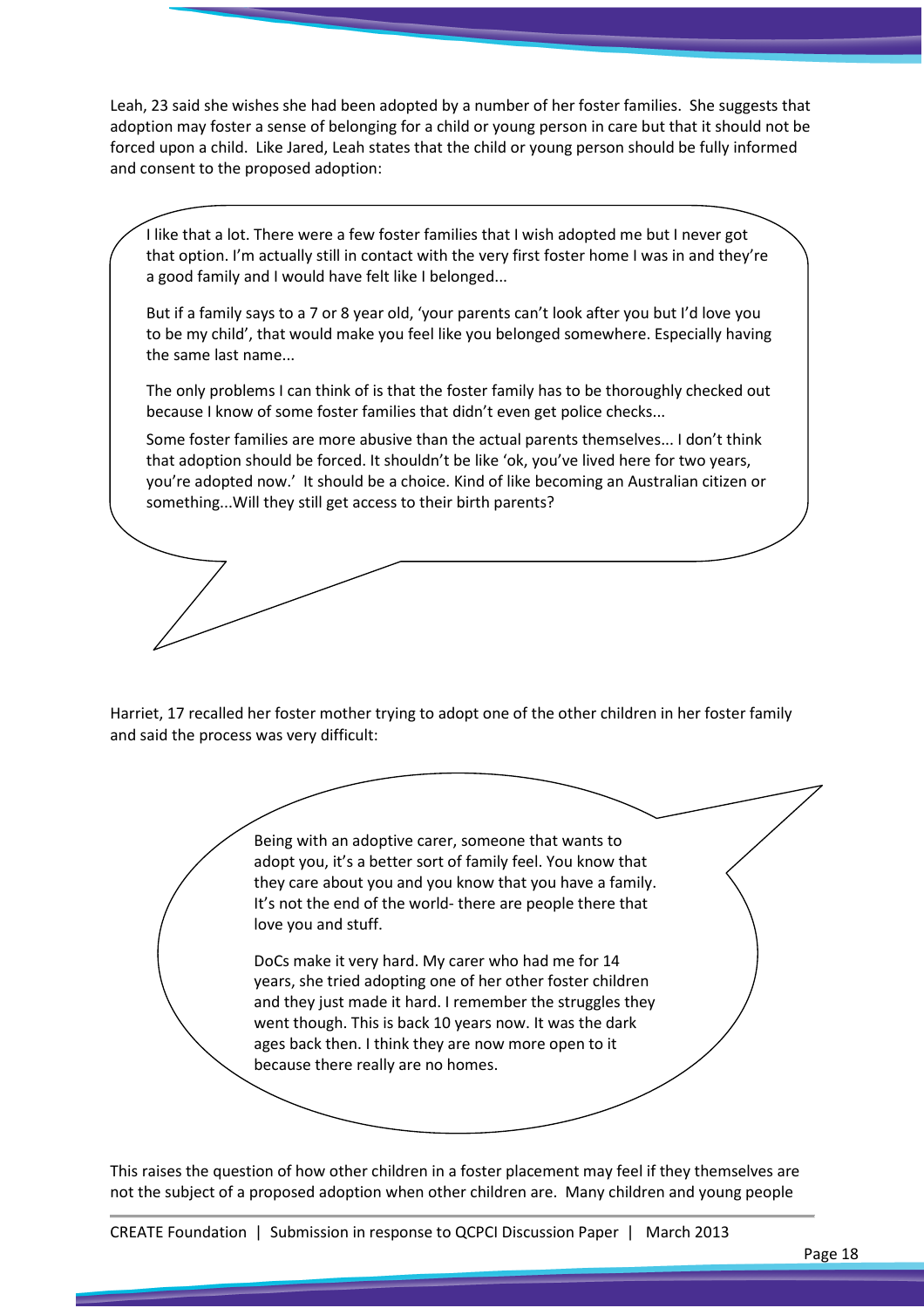Leah, 23 said she wishes she had been adopted by a number of her foster families. She suggests that adoption may foster a sense of belonging for a child or young person in care but that it should not be forced upon a child. Like Jared, Leah states that the child or young person should be fully informed and consent to the proposed adoption:

> I like that a lot. There were a few foster families that I wish adopted me but I never got that option. I'm actually still in contact with the very first foster home I was in and they're a good family and I would have felt like I belonged...
>
> But if a family says to a 7 or 8 year old, 'your parents can't look after you but I'd love you to be my child', that would make you feel like you belonged somewhere. Especially having the same last name...
>
> The only problems I can think of is that the foster family has to be thoroughly checked out because I know of some foster families that didn't even get police checks...
>
> Some foster families are more abusive than the actual parents themselves... I don't think that adoption should be forced. It shouldn't be like 'ok, you've lived here for two years, you're adopted now.' It should be a choice. Kind of like becoming an Australian citizen or something...Will they still get access to their birth parents?

Harriet, 17 recalled her foster mother trying to adopt one of the other children in her foster family and said the process was very difficult:

> Being with an adoptive carer, someone that wants to adopt you, it's a better sort of family feel. You know that they care about you and you know that you have a family. It's not the end of the world- there are people there that love you and stuff.
>
> DoCs make it very hard. My carer who had me for 14 years, she tried adopting one of her other foster children and they just made it hard. I remember the struggles they went though. This is back 10 years now. It was the dark ages back then. I think they are now more open to it because there really are no homes.

This raises the question of how other children in a foster placement may feel if they themselves are not the subject of a proposed adoption when other children are. Many children and young people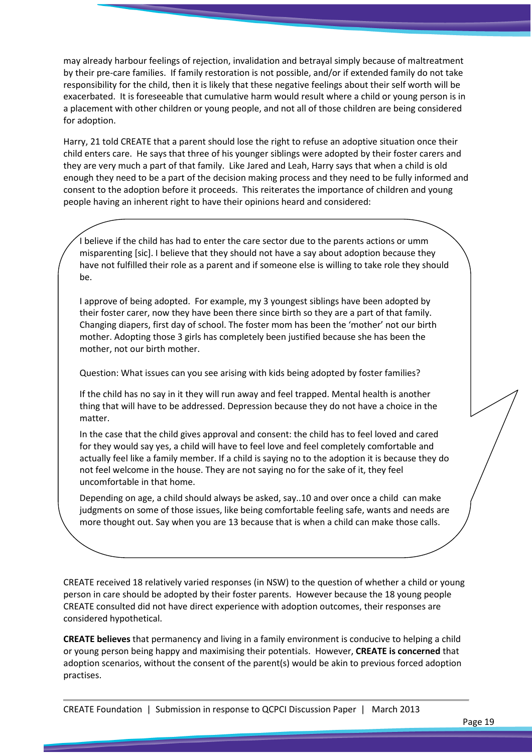may already harbour feelings of rejection, invalidation and betrayal simply because of maltreatment by their pre-care families. If family restoration is not possible, and/or if extended family do not take responsibility for the child, then it is likely that these negative feelings about their self worth will be exacerbated. It is foreseeable that cumulative harm would result where a child or young person is in a placement with other children or young people, and not all of those children are being considered for adoption.

Harry, 21 told CREATE that a parent should lose the right to refuse an adoptive situation once their child enters care. He says that three of his younger siblings were adopted by their foster carers and they are very much a part of that family. Like Jared and Leah, Harry says that when a child is old enough they need to be a part of the decision making process and they need to be fully informed and consent to the adoption before it proceeds. This reiterates the importance of children and young people having an inherent right to have their opinions heard and considered:

> I believe if the child has had to enter the care sector due to the parents actions or umm misparenting [sic]. I believe that they should not have a say about adoption because they have not fulfilled their role as a parent and if someone else is willing to take role they should be.
>
> I approve of being adopted. For example, my 3 youngest siblings have been adopted by their foster carer, now they have been there since birth so they are a part of that family. Changing diapers, first day of school. The foster mom has been the 'mother' not our birth mother. Adopting those 3 girls has completely been justified because she has been the mother, not our birth mother.
>
> Question: What issues can you see arising with kids being adopted by foster families?
>
> If the child has no say in it they will run away and feel trapped. Mental health is another thing that will have to be addressed. Depression because they do not have a choice in the matter.
>
> In the case that the child gives approval and consent: the child has to feel loved and cared for they would say yes, a child will have to feel love and feel completely comfortable and actually feel like a family member. If a child is saying no to the adoption it is because they do not feel welcome in the house. They are not saying no for the sake of it, they feel uncomfortable in that home.
>
> Depending on age, a child should always be asked, say..10 and over once a child can make judgments on some of those issues, like being comfortable feeling safe, wants and needs are more thought out. Say when you are 13 because that is when a child can make those calls.

CREATE received 18 relatively varied responses (in NSW) to the question of whether a child or young person in care should be adopted by their foster parents. However because the 18 young people CREATE consulted did not have direct experience with adoption outcomes, their responses are considered hypothetical.

**CREATE believes** that permanency and living in a family environment is conducive to helping a child or young person being happy and maximising their potentials. However, **CREATE is concerned** that adoption scenarios, without the consent of the parent(s) would be akin to previous forced adoption practises.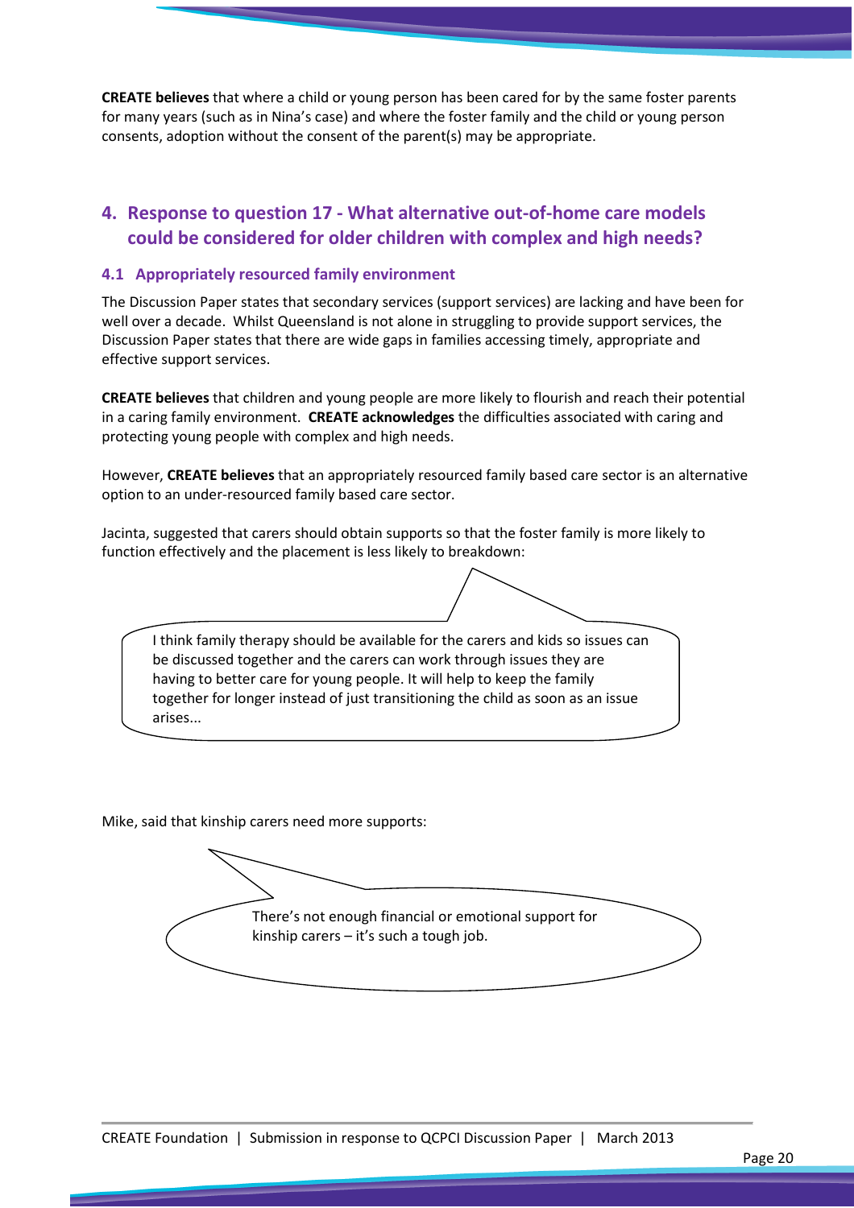**CREATE believes** that where a child or young person has been cared for by the same foster parents for many years (such as in Nina's case) and where the foster family and the child or young person consents, adoption without the consent of the parent(s) may be appropriate.

## 4. Response to question 17 - What alternative out-of-home care models could be considered for older children with complex and high needs?

### 4.1 Appropriately resourced family environment

The Discussion Paper states that secondary services (support services) are lacking and have been for well over a decade. Whilst Queensland is not alone in struggling to provide support services, the Discussion Paper states that there are wide gaps in families accessing timely, appropriate and effective support services.

**CREATE believes** that children and young people are more likely to flourish and reach their potential in a caring family environment. **CREATE acknowledges** the difficulties associated with caring and protecting young people with complex and high needs.

However, **CREATE believes** that an appropriately resourced family based care sector is an alternative option to an under-resourced family based care sector.

Jacinta, suggested that carers should obtain supports so that the foster family is more likely to function effectively and the placement is less likely to breakdown:

> I think family therapy should be available for the carers and kids so issues can be discussed together and the carers can work through issues they are having to better care for young people. It will help to keep the family together for longer instead of just transitioning the child as soon as an issue arises...

Mike, said that kinship carers need more supports:

> There's not enough financial or emotional support for kinship carers – it's such a tough job.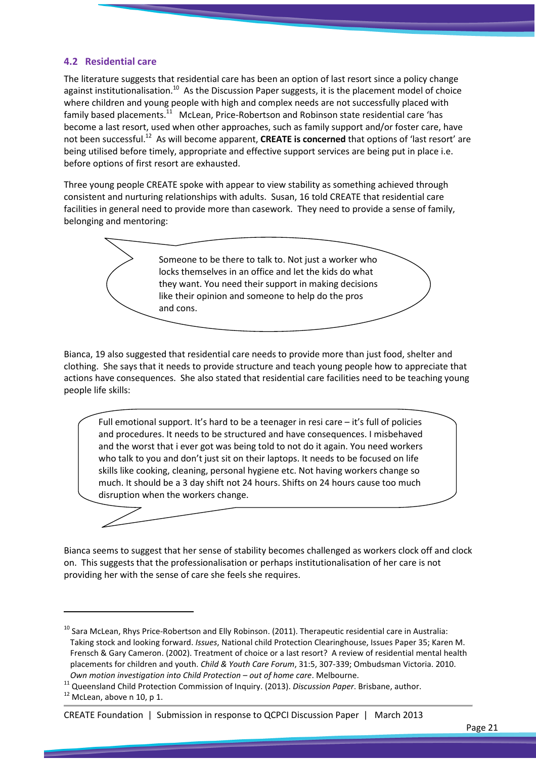### 4.2 Residential care

The literature suggests that residential care has been an option of last resort since a policy change against institutionalisation.[10] As the Discussion Paper suggests, it is the placement model of choice where children and young people with high and complex needs are not successfully placed with family based placements.[11] McLean, Price-Robertson and Robinson state residential care 'has become a last resort, used when other approaches, such as family support and/or foster care, have not been successful.[12] As will become apparent, **CREATE is concerned** that options of 'last resort' are being utilised before timely, appropriate and effective support services are being put in place i.e. before options of first resort are exhausted.

Three young people CREATE spoke with appear to view stability as something achieved through consistent and nurturing relationships with adults. Susan, 16 told CREATE that residential care facilities in general need to provide more than casework. They need to provide a sense of family, belonging and mentoring:

> Someone to be there to talk to. Not just a worker who locks themselves in an office and let the kids do what they want. You need their support in making decisions like their opinion and someone to help do the pros and cons.

Bianca, 19 also suggested that residential care needs to provide more than just food, shelter and clothing. She says that it needs to provide structure and teach young people how to appreciate that actions have consequences. She also stated that residential care facilities need to be teaching young people life skills:

> Full emotional support. It's hard to be a teenager in resi care – it's full of policies and procedures. It needs to be structured and have consequences. I misbehaved and the worst that i ever got was being told to not do it again. You need workers who talk to you and don't just sit on their laptops. It needs to be focused on life skills like cooking, cleaning, personal hygiene etc. Not having workers change so much. It should be a 3 day shift not 24 hours. Shifts on 24 hours cause too much disruption when the workers change.

Bianca seems to suggest that her sense of stability becomes challenged as workers clock off and clock on. This suggests that the professionalisation or perhaps institutionalisation of her care is not providing her with the sense of care she feels she requires.

---

[10] Sara McLean, Rhys Price-Robertson and Elly Robinson. (2011). Therapeutic residential care in Australia: Taking stock and looking forward. *Issues*, National child Protection Clearinghouse, Issues Paper 35; Karen M. Frensch & Gary Cameron. (2002). Treatment of choice or a last resort? A review of residential health placements for children and youth. *Child & Youth Care Forum*, 31:5, 307-339; Ombudsman Victoria. 2010. *Own motion investigation into Child Protection – out of home care*. Melbourne.

[11] Queensland Child Protection Commission of Inquiry. (2013). *Discussion Paper*. Brisbane, author.

[12] McLean, above n 10, p 1.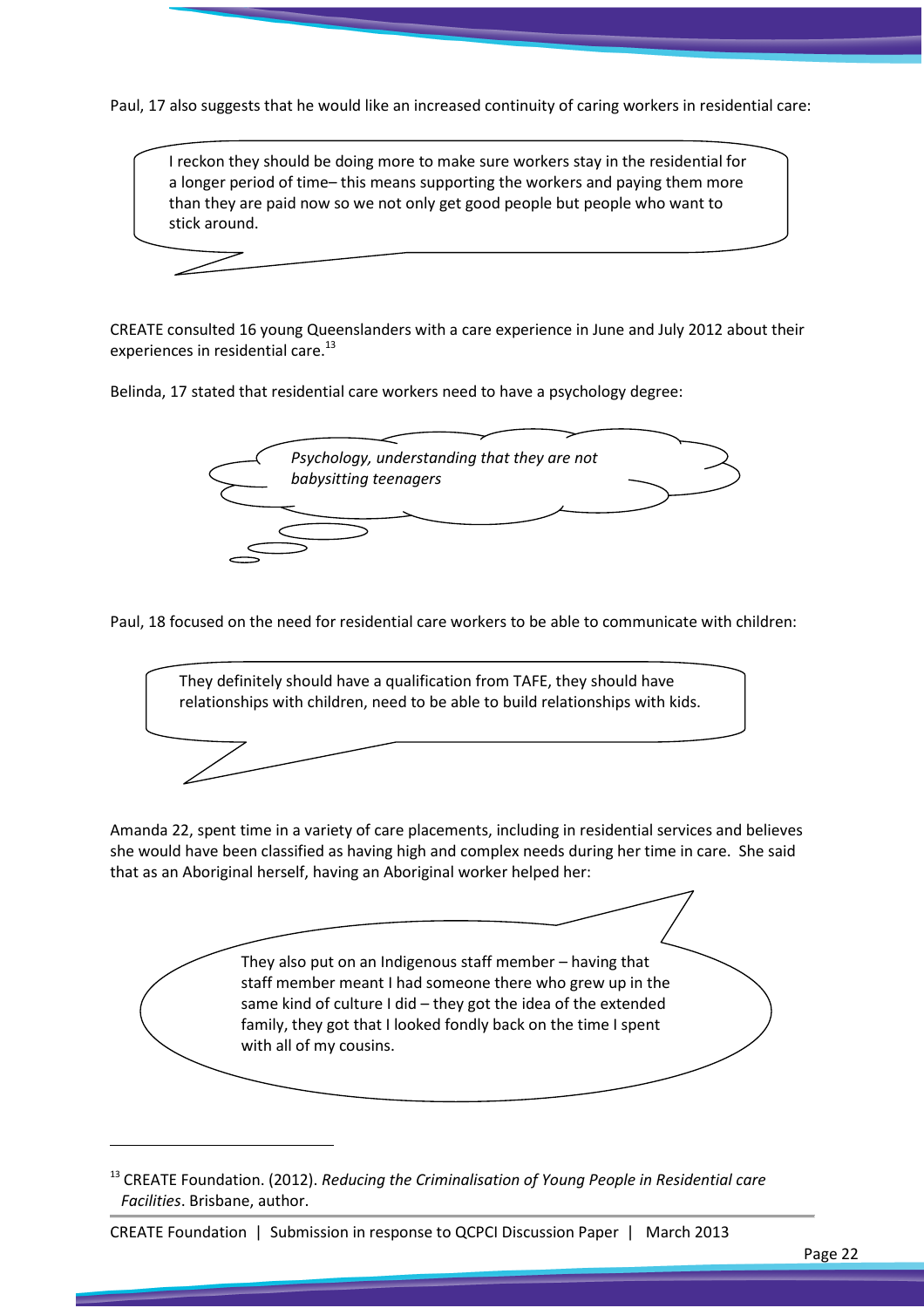Paul, 17 also suggests that he would like an increased continuity of caring workers in residential care:

> I reckon they should be doing more to make sure workers stay in the residential for a longer period of time– this means supporting the workers and paying them more than they are paid now so we not only get good people but people who want to stick around.

CREATE consulted 16 young Queenslanders with a care experience in June and July 2012 about their experiences in residential care.[13]

Belinda, 17 stated that residential care workers need to have a psychology degree:

> *Psychology, understanding that they are not babysitting teenagers*

Paul, 18 focused on the need for residential care workers to be able to communicate with children:

> They definitely should have a qualification from TAFE, they should have relationships with children, need to be able to build relationships with kids.

Amanda 22, spent time in a variety of care placements, including in residential services and believes she would have been classified as having high and complex needs during her time in care. She said that as an Aboriginal herself, having an Aboriginal worker helped her:

> They also put on an Indigenous staff member – having that staff member meant I had someone there who grew up in the same kind of culture I did – they got the idea of the extended family, they got that I looked fondly back on the time I spent with all of my cousins.

---

[13] CREATE Foundation. (2012). *Reducing the Criminalisation of Young People in Residential care Facilities*. Brisbane, author.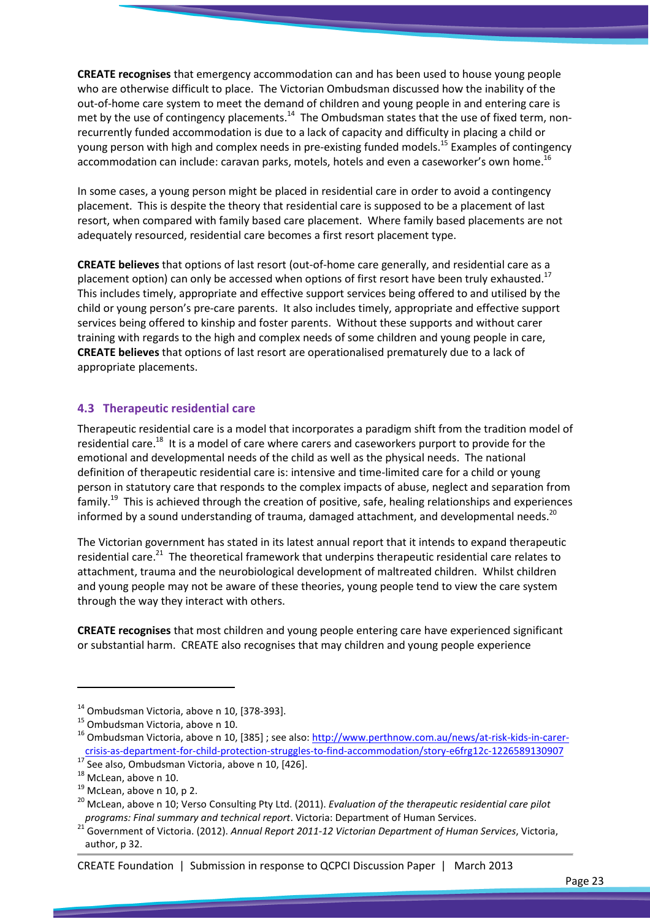**CREATE recognises** that emergency accommodation can and has been used to house young people who are otherwise difficult to place. The Victorian Ombudsman discussed how the inability of the out-of-home care system to meet the demand of children and young people in and entering care is met by the use of contingency placements.[14] The Ombudsman states that the use of fixed term, non-recurrently funded accommodation is due to a lack of capacity and difficulty in placing a child or young person with high and complex needs in pre-existing funded models.[15] Examples of contingency accommodation can include: caravan parks, motels, hotels and even a caseworker's own home.[16]

In some cases, a young person might be placed in residential care in order to avoid a contingency placement. This is despite the theory that residential care is supposed to be a placement of last resort, when compared with family based care placement. Where family based placements are not adequately resourced, residential care becomes a first resort placement type.

**CREATE believes** that options of last resort (out-of-home care generally, and residential care as a placement option) can only be accessed when options of first resort have been truly exhausted.[17] This includes timely, appropriate and effective support services being offered to and utilised by the child or young person's pre-care parents. It also includes timely, appropriate and effective support services being offered to kinship and foster parents. Without these supports and without carer training with regards to the high and complex needs of some children and young people in care, **CREATE believes** that options of last resort are operationalised prematurely due to a lack of appropriate placements.

## 4.3 Therapeutic residential care

Therapeutic residential care is a model that incorporates a paradigm shift from the tradition model of residential care.[18] It is a model of care where carers and caseworkers purport to provide for the emotional and developmental needs of the child as well as the physical needs. The national definition of therapeutic residential care is: intensive and time-limited care for a child or young person in statutory care that responds to the complex impacts of abuse, neglect and separation from family.[19] This is achieved through the creation of positive, safe, healing relationships and experiences informed by a sound understanding of trauma, damaged attachment, and developmental needs.[20]

The Victorian government has stated in its latest annual report that it intends to expand therapeutic residential care.[21] The theoretical framework that underpins therapeutic residential care relates to attachment, trauma and the neurobiological development of maltreated children. Whilst children and young people may not be aware of these theories, young people tend to view the care system through the way they interact with others.

**CREATE recognises** that most children and young people entering care have experienced significant or substantial harm. CREATE also recognises that may children and young people experience

---

[14] Ombudsman Victoria, above n 10, [378-393].

[15] Ombudsman Victoria, above n 10.

[16] Ombudsman Victoria, above n 10, [385] ; see also: http://www.perthnow.com.au/news/at-risk-kids-in-carer-crisis-as-department-for-child-protection-struggles-to-find-accommodation/story-e6frg12c-1226589130907

[17] See also, Ombudsman Victoria, above n 10, [426].

[18] McLean, above n 10.

[19] McLean, above n 10, p 2.

[20] McLean, above n 10; Verso Consulting Pty Ltd. (2011). *Evaluation of the therapeutic residential care pilot programs: Final summary and technical report*. Victoria: Department of Human Services.

[21] Government of Victoria. (2012). *Annual Report 2011-12 Victorian Department of Human Services*, Victoria, author, p 32.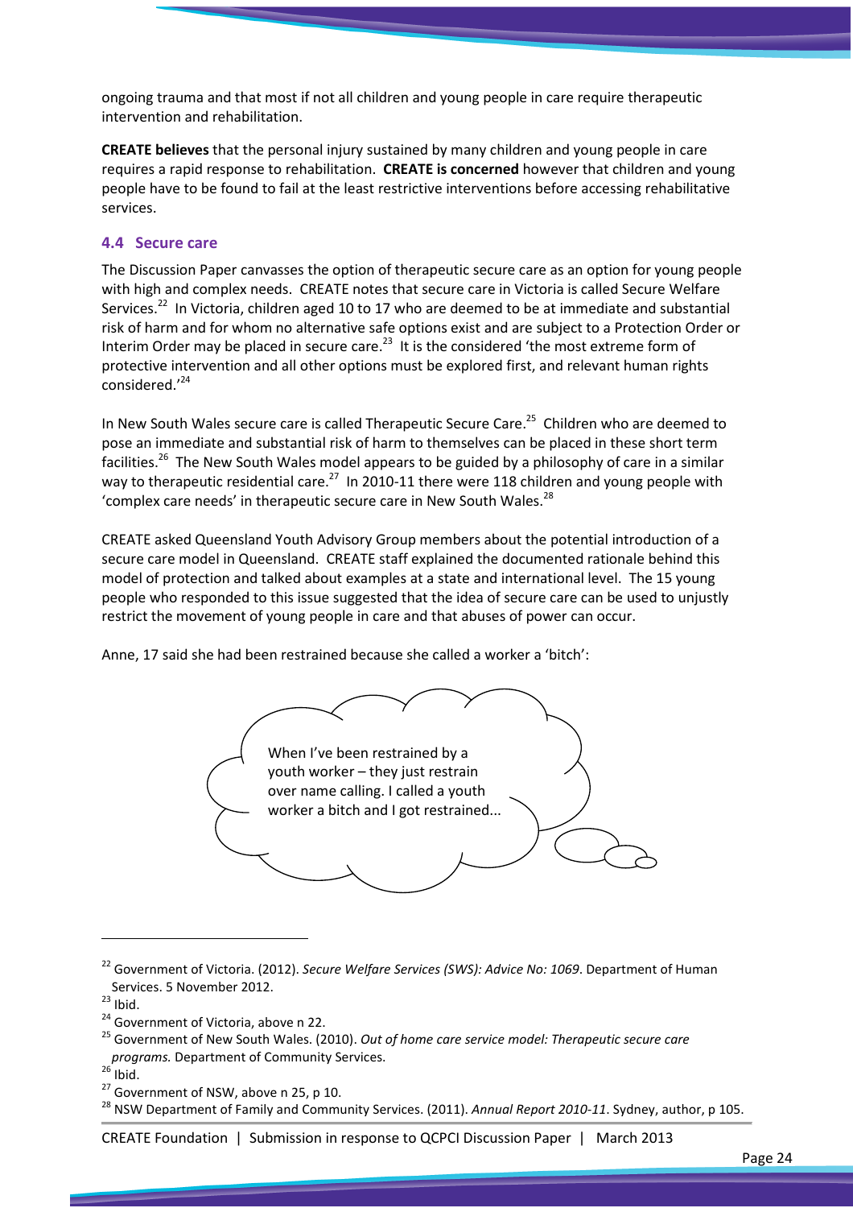ongoing trauma and that most if not all children and young people in care require therapeutic intervention and rehabilitation.

**CREATE believes** that the personal injury sustained by many children and young people in care requires a rapid response to rehabilitation. **CREATE is concerned** however that children and young people have to be found to fail at the least restrictive interventions before accessing rehabilitative services.

### 4.4 Secure care

The Discussion Paper canvasses the option of therapeutic secure care as an option for young people with high and complex needs. CREATE notes that secure care in Victoria is called Secure Welfare Services.[22] In Victoria, children aged 10 to 17 who are deemed to be at immediate and substantial risk of harm and for whom no alternative safe options exist and are subject to a Protection Order or Interim Order may be placed in secure care.[23] It is the considered 'the most extreme form of protective intervention and all other options must be explored first, and relevant human rights considered.'[24]

In New South Wales secure care is called Therapeutic Secure Care.[25] Children who are deemed to pose an immediate and substantial risk of harm to themselves can be placed in these short term facilities.[26] The New South Wales model appears to be guided by a philosophy of care in a similar way to therapeutic residential care.[27] In 2010-11 there were 118 children and young people with 'complex care needs' in therapeutic secure care in New South Wales.[28]

CREATE asked Queensland Youth Advisory Group members about the potential introduction of a secure care model in Queensland. CREATE staff explained the documented rationale behind this model of protection and talked about examples at a state and international level. The 15 young people who responded to this issue suggested that the idea of secure care can be used to unjustly restrict the movement of young people in care and that abuses of power can occur.

Anne, 17 said she had been restrained because she called a worker a 'bitch':

> When I've been restrained by a youth worker – they just restrain over name calling. I called a youth worker a bitch and I got restrained...

---

[22] Government of Victoria. (2012). *Secure Welfare Services (SWS): Advice No: 1069*. Department of Human Services. 5 November 2012.

[23] Ibid.

[24] Government of Victoria, above n 22.

[25] Government of New South Wales. (2010). *Out of home care service model: Therapeutic secure care programs.* Department of Community Services.

[26] Ibid.

[27] Government of NSW, above n 25, p 10.

[28] NSW Department of Family and Community Services. (2011). *Annual Report 2010-11*. Sydney, author, p 105.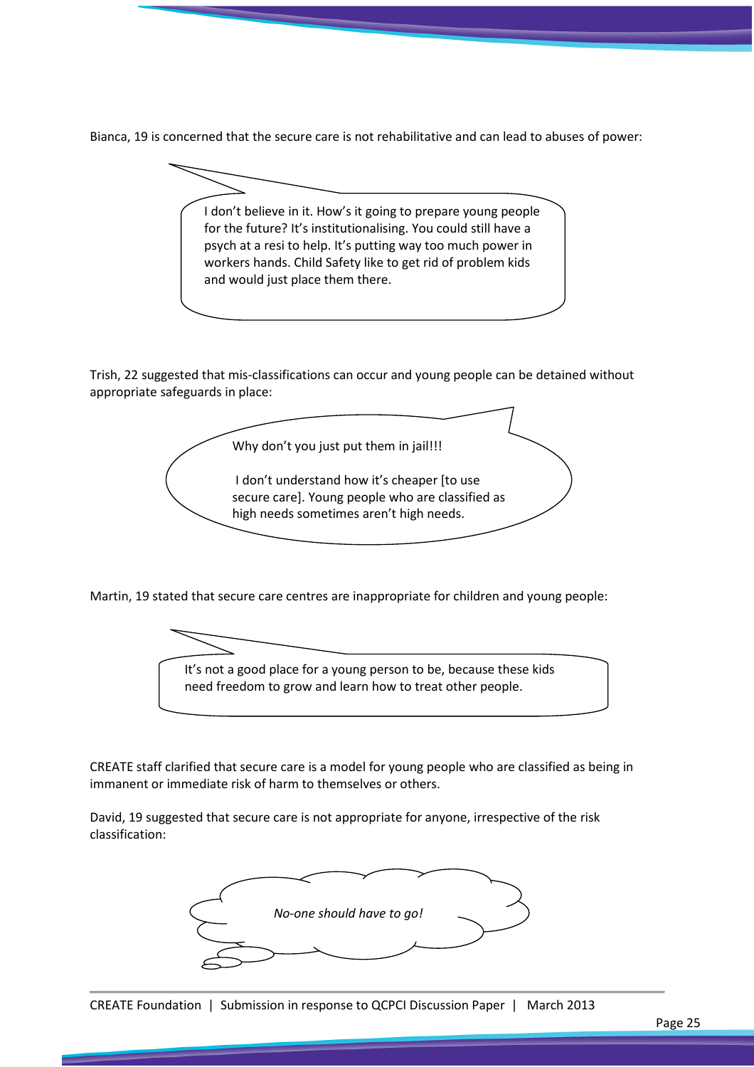Bianca, 19 is concerned that the secure care is not rehabilitative and can lead to abuses of power:

> I don't believe in it. How's it going to prepare young people for the future? It's institutionalising. You could still have a psych at a resi to help. It's putting way too much power in workers hands. Child Safety like to get rid of problem kids and would just place them there.

Trish, 22 suggested that mis-classifications can occur and young people can be detained without appropriate safeguards in place:

> Why don't you just put them in jail!!!
>
> I don't understand how it's cheaper [to use secure care]. Young people who are classified as high needs sometimes aren't high needs.

Martin, 19 stated that secure care centres are inappropriate for children and young people:

> It's not a good place for a young person to be, because these kids need freedom to grow and learn how to treat other people.

CREATE staff clarified that secure care is a model for young people who are classified as being in immanent or immediate risk of harm to themselves or others.

David, 19 suggested that secure care is not appropriate for anyone, irrespective of the risk classification:

> *No-one should have to go!*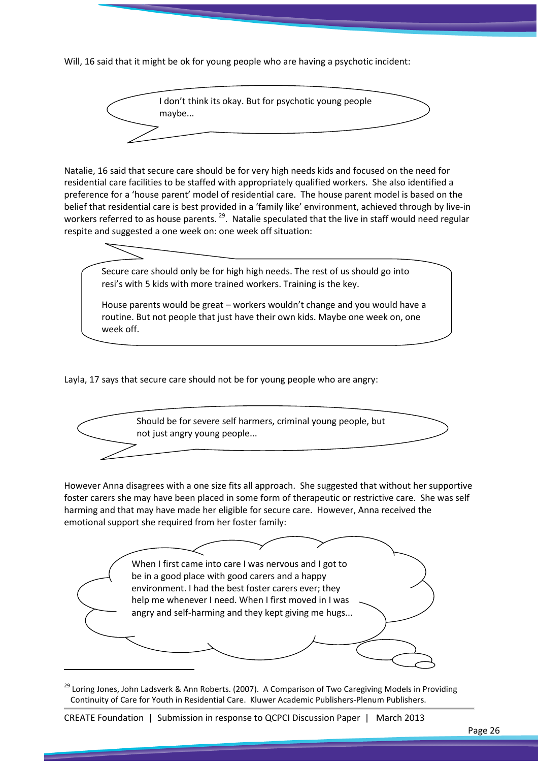Will, 16 said that it might be ok for young people who are having a psychotic incident:

> I don't think its okay. But for psychotic young people maybe...

Natalie, 16 said that secure care should be for very high needs kids and focused on the need for residential care facilities to be staffed with appropriately qualified workers. She also identified a preference for a 'house parent' model of residential care. The house parent model is based on the belief that residential care is best provided in a 'family like' environment, achieved through by live-in workers referred to as house parents. [29]. Natalie speculated that the live in staff would need regular respite and suggested a one week on: one week off situation:

> Secure care should only be for high high needs. The rest of us should go into resi's with 5 kids with more trained workers. Training is the key.
>
> House parents would be great – workers wouldn't change and you would have a routine. But not people that just have their own kids. Maybe one week on, one week off.

Layla, 17 says that secure care should not be for young people who are angry:

> Should be for severe self harmers, criminal young people, but not just angry young people...

However Anna disagrees with a one size fits all approach. She suggested that without her supportive foster carers she may have been placed in some form of therapeutic or restrictive care. She was self harming and that may have made her eligible for secure care. However, Anna received the emotional support she required from her foster family:

> When I first came into care I was nervous and I got to be in a good place with good carers and a happy environment. I had the best foster carers ever; they help me whenever I need. When I first moved in I was angry and self-harming and they kept giving me hugs...

---

[29] Loring Jones, John Ladsverk & Ann Roberts. (2007). A Comparison of Two Caregiving Models in Providing Continuity of Care for Youth in Residential Care. Kluwer Academic Publishers-Plenum Publishers.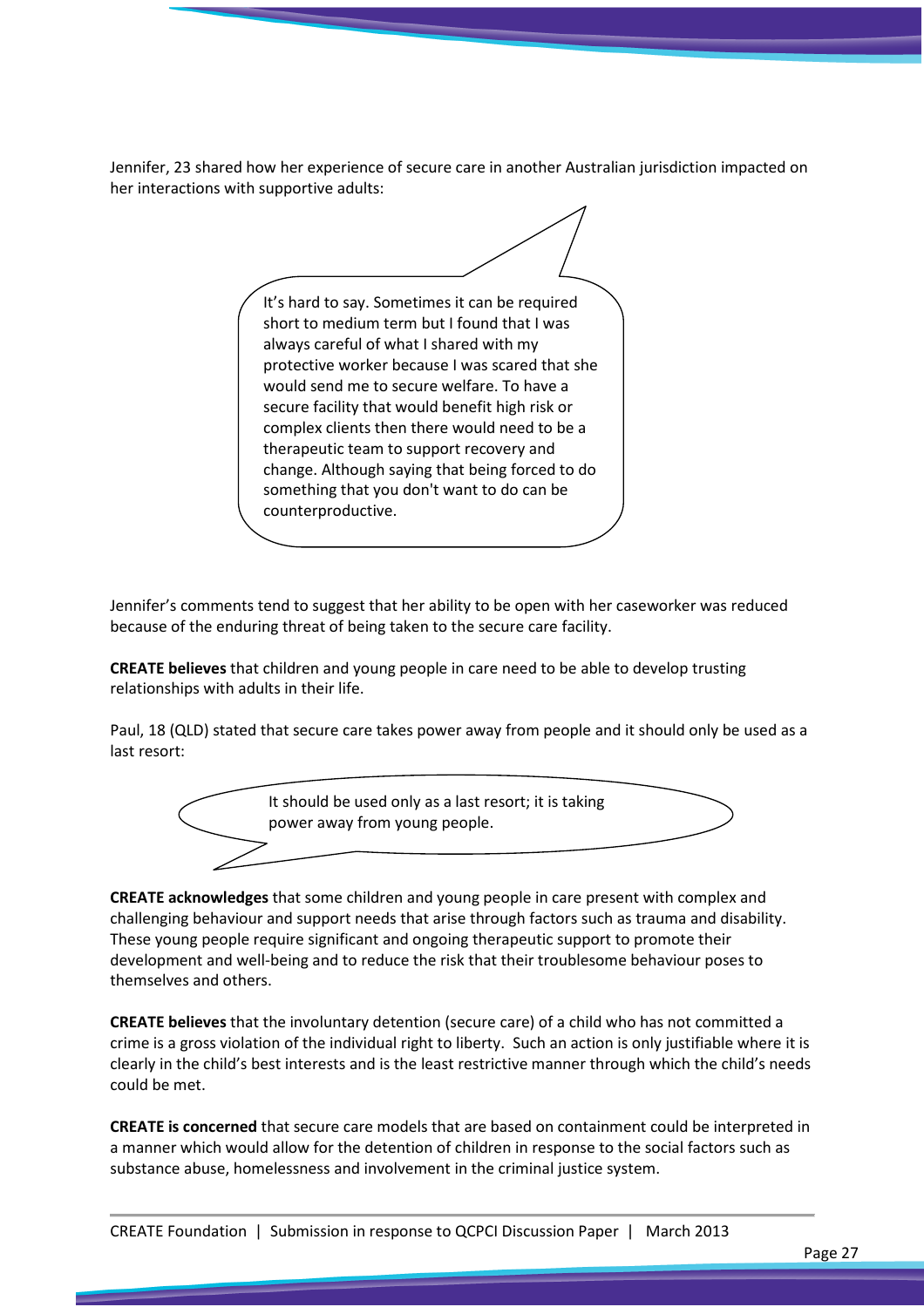Jennifer, 23 shared how her experience of secure care in another Australian jurisdiction impacted on her interactions with supportive adults:

> It's hard to say. Sometimes it can be required short to medium term but I found that I was always careful of what I shared with my protective worker because I was scared that she would send me to secure welfare. To have a secure facility that would benefit high risk or complex clients then there would need to be a therapeutic team to support recovery and change. Although saying that being forced to do something that you don't want to do can be counterproductive.

Jennifer's comments tend to suggest that her ability to be open with her caseworker was reduced because of the enduring threat of being taken to the secure care facility.

**CREATE believes** that children and young people in care need to be able to develop trusting relationships with adults in their life.

Paul, 18 (QLD) stated that secure care takes power away from people and it should only be used as a last resort:

> It should be used only as a last resort; it is taking power away from young people.

**CREATE acknowledges** that some children and young people in care present with complex and challenging behaviour and support needs that arise through factors such as trauma and disability. These young people require significant and ongoing therapeutic support to promote their development and well-being and to reduce the risk that their troublesome behaviour poses to themselves and others.

**CREATE believes** that the involuntary detention (secure care) of a child who has not committed a crime is a gross violation of the individual right to liberty. Such an action is only justifiable where it is clearly in the child's best interests and is the least restrictive manner through which the child's needs could be met.

**CREATE is concerned** that secure care models that are based on containment could be interpreted in a manner which would allow for the detention of children in response to the social factors such as substance abuse, homelessness and involvement in the criminal justice system.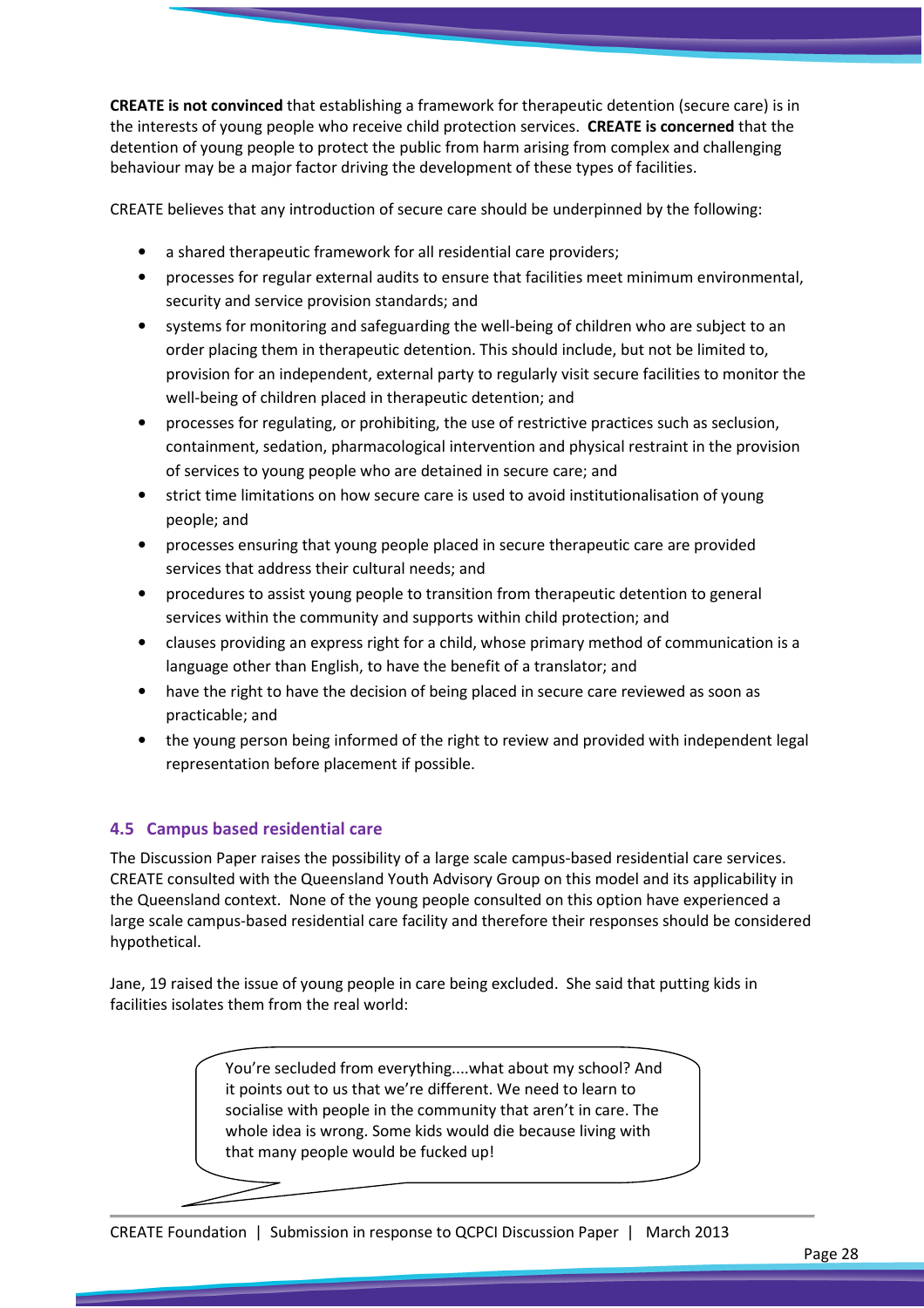**CREATE is not convinced** that establishing a framework for therapeutic detention (secure care) is in the interests of young people who receive child protection services. **CREATE is concerned** that the detention of young people to protect the public from harm arising from complex and challenging behaviour may be a major factor driving the development of these types of facilities.

CREATE believes that any introduction of secure care should be underpinned by the following:

- a shared therapeutic framework for all residential care providers;
- processes for regular external audits to ensure that facilities meet minimum environmental, security and service provision standards; and
- systems for monitoring and safeguarding the well-being of children who are subject to an order placing them in therapeutic detention. This should include, but not be limited to, provision for an independent, external party to regularly visit secure facilities to monitor the well-being of children placed in therapeutic detention; and
- processes for regulating, or prohibiting, the use of restrictive practices such as seclusion, containment, sedation, pharmacological intervention and physical restraint in the provision of services to young people who are detained in secure care; and
- strict time limitations on how secure care is used to avoid institutionalisation of young people; and
- processes ensuring that young people placed in secure therapeutic care are provided services that address their cultural needs; and
- procedures to assist young people to transition from therapeutic detention to general services within the community and supports within child protection; and
- clauses providing an express right for a child, whose primary method of communication is a language other than English, to have the benefit of a translator; and
- have the right to have the decision of being placed in secure care reviewed as soon as practicable; and
- the young person being informed of the right to review and provided with independent legal representation before placement if possible.

### 4.5 Campus based residential care

The Discussion Paper raises the possibility of a large scale campus-based residential care services. CREATE consulted with the Queensland Youth Advisory Group on this model and its applicability in the Queensland context. None of the young people consulted on this option have experienced a large scale campus-based residential care facility and therefore their responses should be considered hypothetical.

Jane, 19 raised the issue of young people in care being excluded. She said that putting kids in facilities isolates them from the real world:

> You're secluded from everything....what about my school? And it points out to us that we're different. We need to learn to socialise with people in the community that aren't in care. The whole idea is wrong. Some kids would die because living with that many people would be fucked up!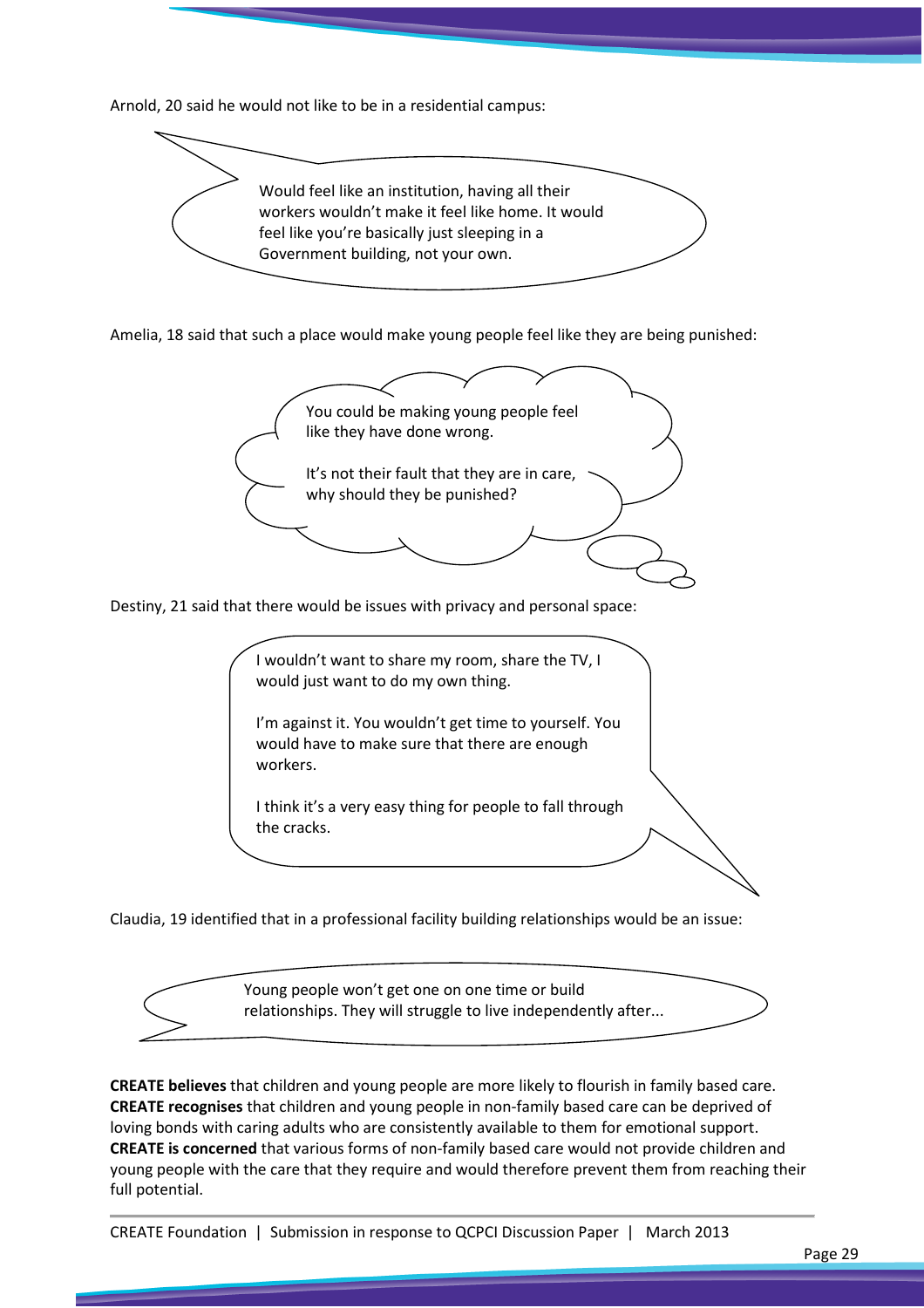Arnold, 20 said he would not like to be in a residential campus:

> Would feel like an institution, having all their workers wouldn't make it feel like home. It would feel like you're basically just sleeping in a Government building, not your own.

Amelia, 18 said that such a place would make young people feel like they are being punished:

> You could be making young people feel like they have done wrong.
>
> It's not their fault that they are in care, why should they be punished?

Destiny, 21 said that there would be issues with privacy and personal space:

> I wouldn't want to share my room, share the TV, I would just want to do my own thing.
>
> I'm against it. You wouldn't get time to yourself. You would have to make sure that there are enough workers.
>
> I think it's a very easy thing for people to fall through the cracks.

Claudia, 19 identified that in a professional facility building relationships would be an issue:

> Young people won't get one on one time or build relationships. They will struggle to live independently after...

**CREATE believes** that children and young people are more likely to flourish in family based care. **CREATE recognises** that children and young people in non-family based care can be deprived of loving bonds with caring adults who are consistently available to them for emotional support. **CREATE is concerned** that various forms of non-family based care would not provide children and young people with the care that they require and would therefore prevent them from reaching their full potential.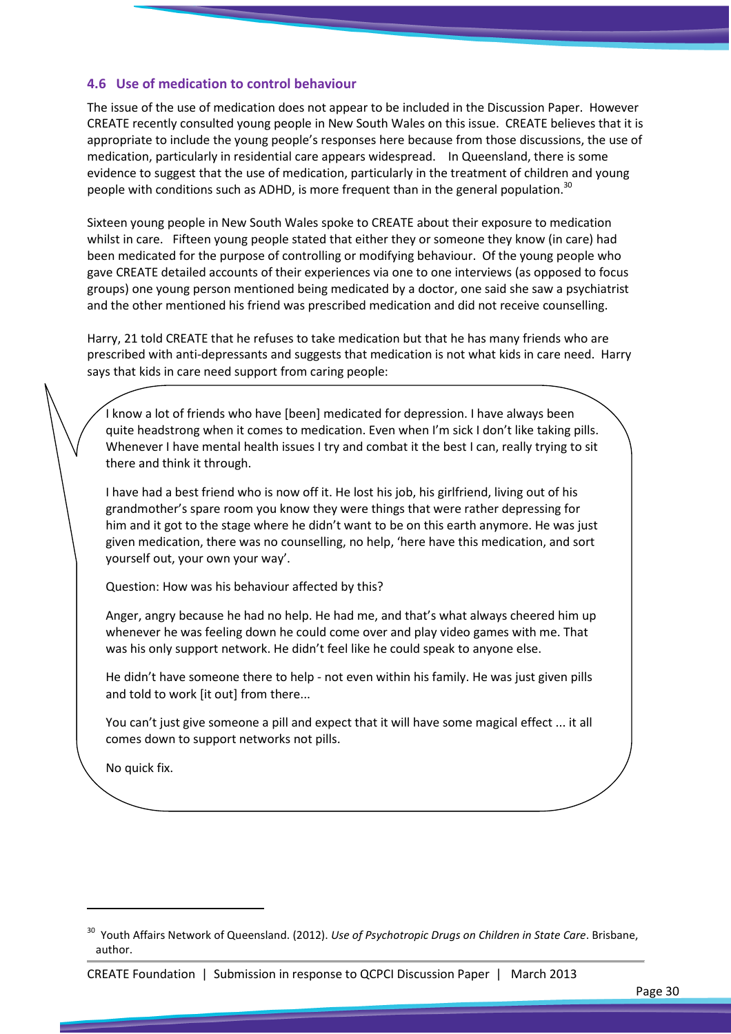### 4.6 Use of medication to control behaviour

The issue of the use of medication does not appear to be included in the Discussion Paper. However CREATE recently consulted young people in New South Wales on this issue. CREATE believes that it is appropriate to include the young people's responses here because from those discussions, the use of medication, particularly in residential care appears widespread. In Queensland, there is some evidence to suggest that the use of medication, particularly in the treatment of children and young people with conditions such as ADHD, is more frequent than in the general population.[30]

Sixteen young people in New South Wales spoke to CREATE about their exposure to medication whilst in care. Fifteen young people stated that either they or someone they know (in care) had been medicated for the purpose of controlling or modifying behaviour. Of the young people who gave CREATE detailed accounts of their experiences via one to one interviews (as opposed to focus groups) one young person mentioned being medicated by a doctor, one said she saw a psychiatrist and the other mentioned his friend was prescribed medication and did not receive counselling.

Harry, 21 told CREATE that he refuses to take medication but that he has many friends who are prescribed with anti-depressants and suggests that medication is not what kids in care need. Harry says that kids in care need support from caring people:

> I know a lot of friends who have [been] medicated for depression. I have always been quite headstrong when it comes to medication. Even when I'm sick I don't like taking pills. Whenever I have mental health issues I try and combat it the best I can, really trying to sit there and think it through.
>
> I have had a best friend who is now off it. He lost his job, his girlfriend, living out of his grandmother's spare room you know they were things that were rather depressing for him and it got to the stage where he didn't want to be on this earth anymore. He was just given medication, there was no counselling, no help, 'here have this medication, and sort yourself out, your own your way'.
>
> Question: How was his behaviour affected by this?
>
> Anger, angry because he had no help. He had me, and that's what always cheered him up whenever he was feeling down he could come over and play video games with me. That was his only support network. He didn't feel like he could speak to anyone else.
>
> He didn't have someone there to help - not even within his family. He was just given pills and told to work [it out] from there...
>
> You can't just give someone a pill and expect that it will have some magical effect ... it all comes down to support networks not pills.
>
> No quick fix.

---

[30] Youth Affairs Network of Queensland. (2012). *Use of Psychotropic Drugs on Children in State Care*. Brisbane, author.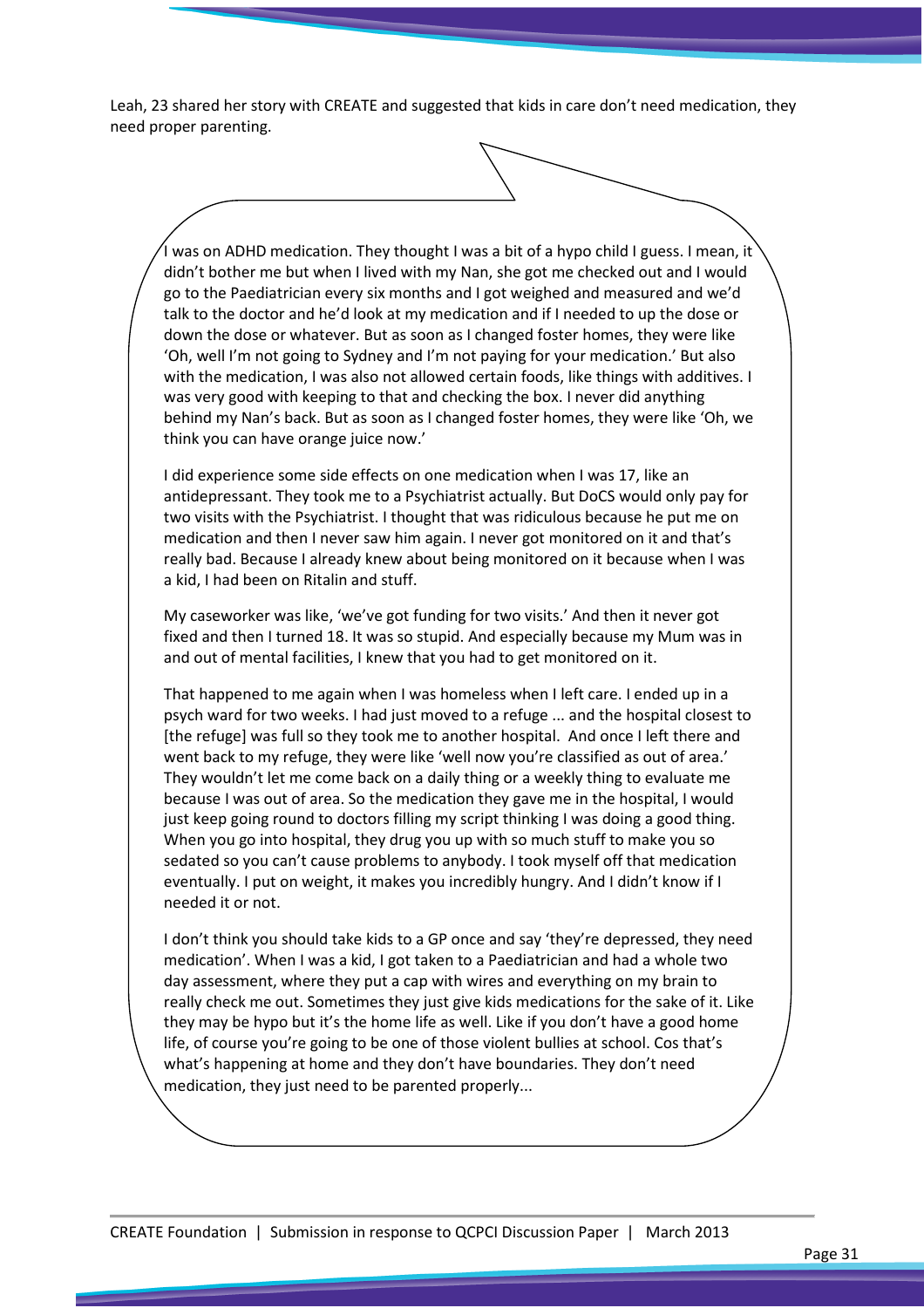Leah, 23 shared her story with CREATE and suggested that kids in care don't need medication, they need proper parenting.

I was on ADHD medication. They thought I was a bit of a hypo child I guess. I mean, it didn't bother me but when I lived with my Nan, she got me checked out and I would go to the Paediatrician every six months and I got weighed and measured and we'd talk to the doctor and he'd look at my medication and if I needed to up the dose or down the dose or whatever. But as soon as I changed foster homes, they were like 'Oh, well I'm not going to Sydney and I'm not paying for your medication.' But also with the medication, I was also not allowed certain foods, like things with additives. I was very good with keeping to that and checking the box. I never did anything behind my Nan's back. But as soon as I changed foster homes, they were like 'Oh, we think you can have orange juice now.'

I did experience some side effects on one medication when I was 17, like an antidepressant. They took me to a Psychiatrist actually. But DoCS would only pay for two visits with the Psychiatrist. I thought that was ridiculous because he put me on medication and then I never saw him again. I never got monitored on it and that's really bad. Because I already knew about being monitored on it because when I was a kid, I had been on Ritalin and stuff.

My caseworker was like, 'we've got funding for two visits.' And then it never got fixed and then I turned 18. It was so stupid. And especially because my Mum was in and out of mental facilities, I knew that you had to get monitored on it.

That happened to me again when I was homeless when I left care. I ended up in a psych ward for two weeks. I had just moved to a refuge ... and the hospital closest to [the refuge] was full so they took me to another hospital. And once I left there and went back to my refuge, they were like 'well now you're classified as out of area.' They wouldn't let me come back on a daily thing or a weekly thing to evaluate me because I was out of area. So the medication they gave me in the hospital, I would just keep going round to doctors filling my script thinking I was doing a good thing. When you go into hospital, they drug you up with so much stuff to make you so sedated so you can't cause problems to anybody. I took myself off that medication eventually. I put on weight, it makes you incredibly hungry. And I didn't know if I needed it or not.

I don't think you should take kids to a GP once and say 'they're depressed, they need medication'. When I was a kid, I got taken to a Paediatrician and had a whole two day assessment, where they put a cap with wires and everything on my brain to really check me out. Sometimes they just give kids medications for the sake of it. Like they may be hypo but it's the home life as well. Like if you don't have a good home life, of course you're going to be one of those violent bullies at school. Cos that's what's happening at home and they don't have boundaries. They don't need medication, they just need to be parented properly...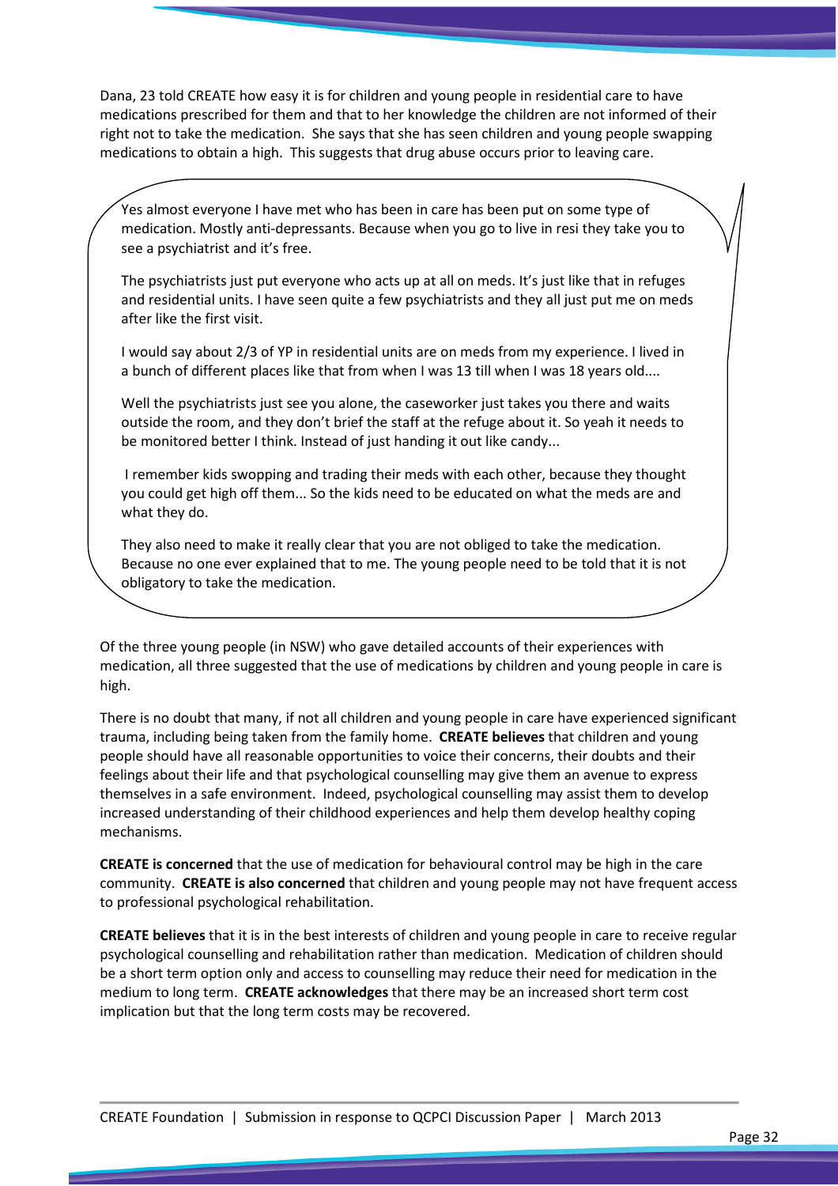Dana, 23 told CREATE how easy it is for children and young people in residential care to have medications prescribed for them and that to her knowledge the children are not informed of their right not to take the medication. She says that she has seen children and young people swapping medications to obtain a high. This suggests that drug abuse occurs prior to leaving care.

> Yes almost everyone I have met who has been in care has been put on some type of medication. Mostly anti-depressants. Because when you go to live in resi they take you to see a psychiatrist and it's free.
>
> The psychiatrists just put everyone who acts up at all on meds. It's just like that in refuges and residential units. I have seen quite a few psychiatrists and they all just put me on meds after like the first visit.
>
> I would say about 2/3 of YP in residential units are on meds from my experience. I lived in a bunch of different places like that from when I was 13 till when I was 18 years old....
>
> Well the psychiatrists just see you alone, the caseworker just takes you there and waits outside the room, and they don't brief the staff at the refuge about it. So yeah it needs to be monitored better I think. Instead of just handing it out like candy...
>
> I remember kids swopping and trading their meds with each other, because they thought you could get high off them... So the kids need to be educated on what the meds are and what they do.
>
> They also need to make it really clear that you are not obliged to take the medication. Because no one ever explained that to me. The young people need to be told that it is not obligatory to take the medication.

Of the three young people (in NSW) who gave detailed accounts of their experiences with medication, all three suggested that the use of medications by children and young people in care is high.

There is no doubt that many, if not all children and young people in care have experienced significant trauma, including being taken from the family home. **CREATE believes** that children and young people should have all reasonable opportunities to voice their concerns, their doubts and their feelings about their life and that psychological counselling may give them an avenue to express themselves in a safe environment. Indeed, psychological counselling may assist them to develop increased understanding of their childhood experiences and help them develop healthy coping mechanisms.

**CREATE is concerned** that the use of medication for behavioural control may be high in the care community. **CREATE is also concerned** that children and young people may not have frequent access to professional psychological rehabilitation.

**CREATE believes** that it is in the best interests of children and young people in care to receive regular psychological counselling and rehabilitation rather than medication. Medication of children should be a short term option only and access to counselling may reduce their need for medication in the medium to long term. **CREATE acknowledges** that there may be an increased short term cost implication but that the long term costs may be recovered.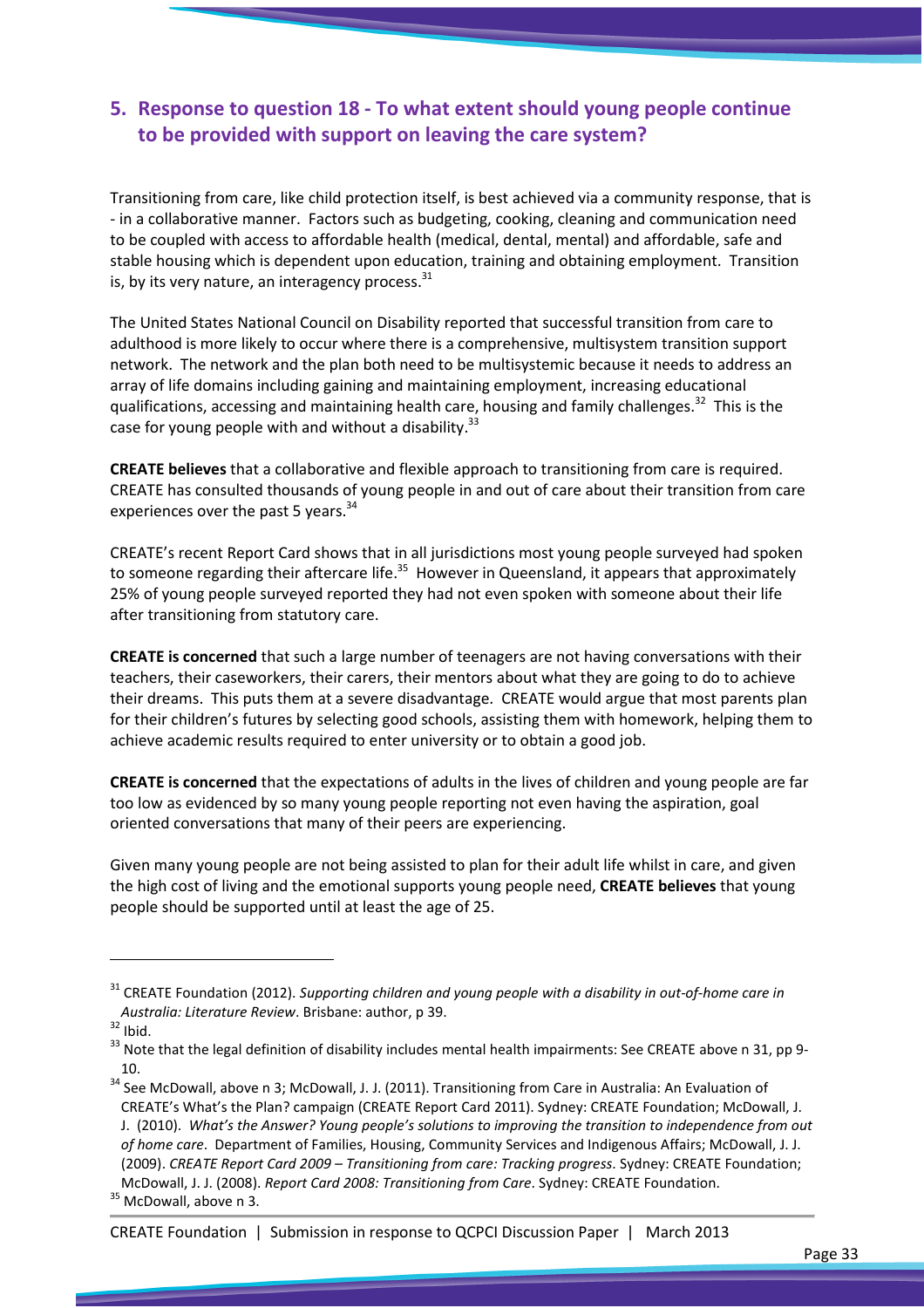## 5. Response to question 18 - To what extent should young people continue to be provided with support on leaving the care system?

Transitioning from care, like child protection itself, is best achieved via a community response, that is - in a collaborative manner. Factors such as budgeting, cooking, cleaning and communication need to be coupled with access to affordable health (medical, dental, mental) and affordable, safe and stable housing which is dependent upon education, training and obtaining employment. Transition is, by its very nature, an interagency process.[31]

The United States National Council on Disability reported that successful transition from care to adulthood is more likely to occur where there is a comprehensive, multisystem transition support network. The network and the plan both need to be multisystemic because it needs to address an array of life domains including gaining and maintaining employment, increasing educational qualifications, accessing and maintaining health care, housing and family challenges.[32] This is the case for young people with and without a disability.[33]

**CREATE believes** that a collaborative and flexible approach to transitioning from care is required. CREATE has consulted thousands of young people in and out of care about their transition from care experiences over the past 5 years.[34]

CREATE's recent Report Card shows that in all jurisdictions most young people surveyed had spoken to someone regarding their aftercare life.[35] However in Queensland, it appears that approximately 25% of young people surveyed reported they had not even spoken with someone about their life after transitioning from statutory care.

**CREATE is concerned** that such a large number of teenagers are not having conversations with their teachers, their caseworkers, their carers, their mentors about what they are going to do to achieve their dreams. This puts them at a severe disadvantage. CREATE would argue that most parents plan for their children's futures by selecting good schools, assisting them with homework, helping them to achieve academic results required to enter university or to obtain a good job.

**CREATE is concerned** that the expectations of adults in the lives of children and young people are far too low as evidenced by so many young people reporting not even having the aspiration, goal oriented conversations that many of their peers are experiencing.

Given many young people are not being assisted to plan for their adult life whilst in care, and given the high cost of living and the emotional supports young people need, **CREATE believes** that young people should be supported until at least the age of 25.

---

[31] CREATE Foundation (2012). *Supporting children and young people with a disability in out-of-home care in Australia: Literature Review*. Brisbane: author, p 39.

[32] Ibid.

[33] Note that the legal definition of disability includes mental health impairments: See CREATE above n 31, pp 9-10.

[34] See McDowall, above n 3; McDowall, J. J. (2011). Transitioning from Care in Australia: An Evaluation of CREATE's What's the Plan? campaign (CREATE Report Card 2011). Sydney: CREATE Foundation; McDowall, J. J. (2010). *What's the Answer? Young people's solutions to improving the transition to independence from out of home care*. Department of Families, Housing, Community Services and Indigenous Affairs; McDowall, J. J. (2009). *CREATE Report Card 2009 – Transitioning from care: Tracking progress*. Sydney: CREATE Foundation; McDowall, J. J. (2008). *Report Card 2008: Transitioning from Care*. Sydney: CREATE Foundation.

[35] McDowall, above n 3.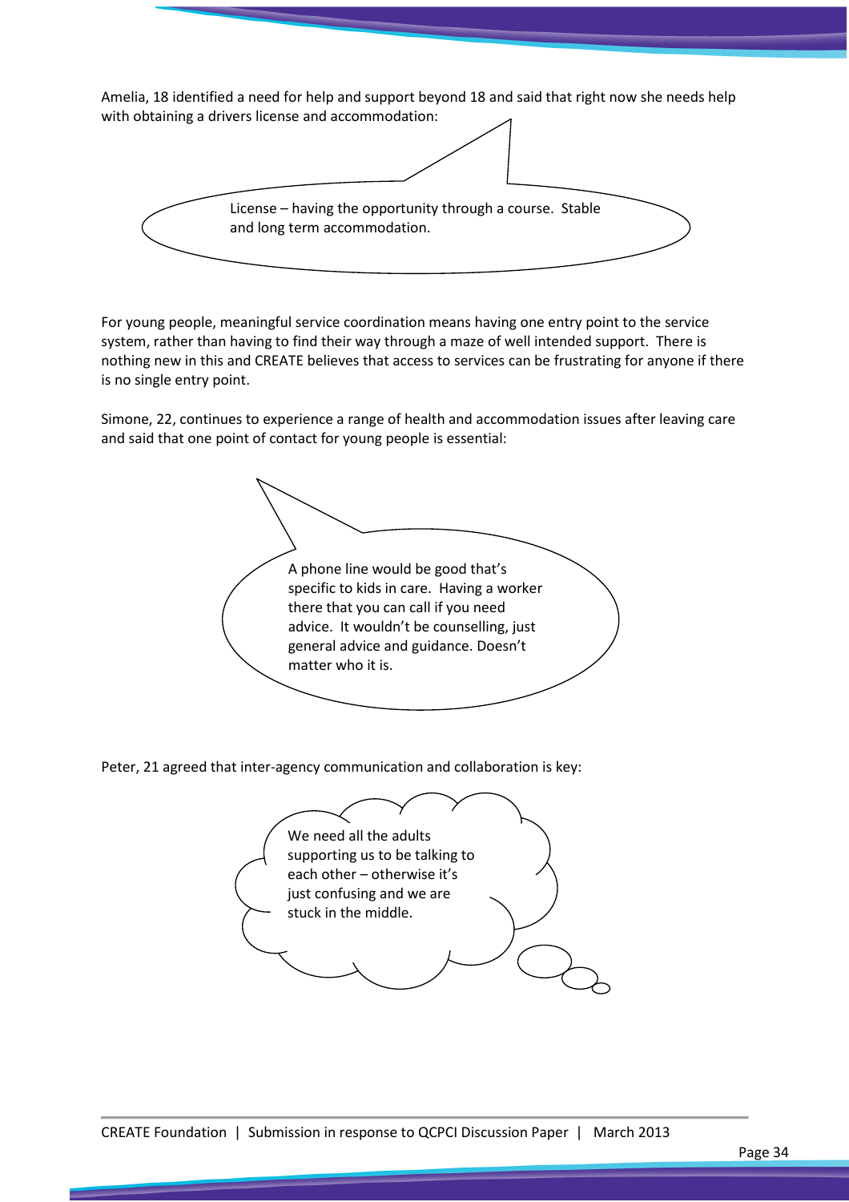Amelia, 18 identified a need for help and support beyond 18 and said that right now she needs help with obtaining a drivers license and accommodation:

> License – having the opportunity through a course. Stable and long term accommodation.

For young people, meaningful service coordination means having one entry point to the service system, rather than having to find their way through a maze of well intended support. There is nothing new in this and CREATE believes that access to services can be frustrating for anyone if there is no single entry point.

Simone, 22, continues to experience a range of health and accommodation issues after leaving care and said that one point of contact for young people is essential:

> A phone line would be good that's specific to kids in care. Having a worker there that you can call if you need advice. It wouldn't be counselling, just general advice and guidance. Doesn't matter who it is.

Peter, 21 agreed that inter-agency communication and collaboration is key:

> We need all the adults supporting us to be talking to each other – otherwise it's just confusing and we are stuck in the middle.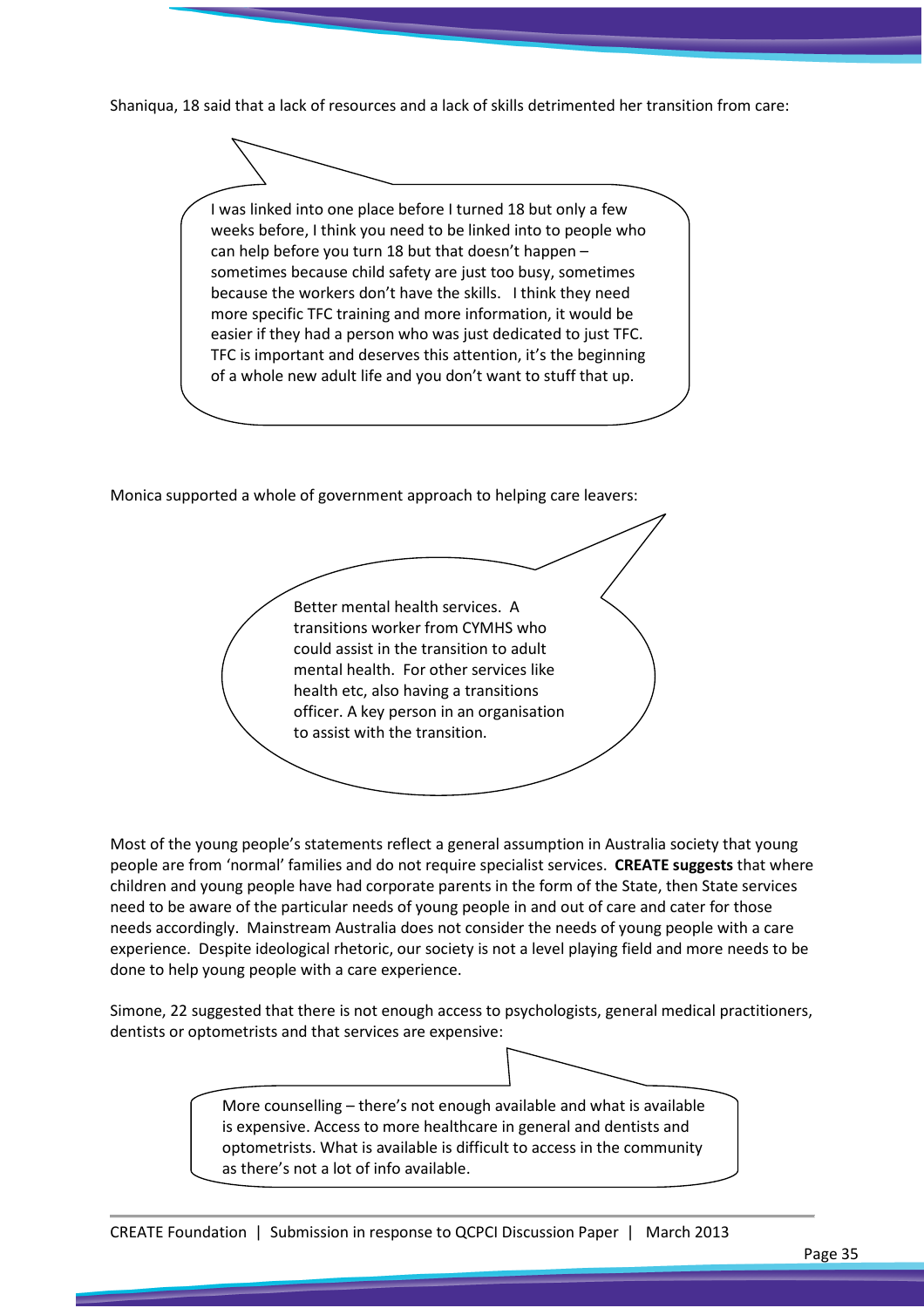Shaniqua, 18 said that a lack of resources and a lack of skills detrimented her transition from care:

> I was linked into one place before I turned 18 but only a few weeks before, I think you need to be linked into to people who can help before you turn 18 but that doesn't happen – sometimes because child safety are just too busy, sometimes because the workers don't have the skills. I think they need more specific TFC training and more information, it would be easier if they had a person who was just dedicated to just TFC. TFC is important and deserves this attention, it's the beginning of a whole new adult life and you don't want to stuff that up.

Monica supported a whole of government approach to helping care leavers:

> Better mental health services. A transitions worker from CYMHS who could assist in the transition to adult mental health. For other services like health etc, also having a transitions officer. A key person in an organisation to assist with the transition.

Most of the young people's statements reflect a general assumption in Australia society that young people are from 'normal' families and do not require specialist services. **CREATE suggests** that where children and young people have had corporate parents in the form of the State, then State services need to be aware of the particular needs of young people in and out of care and cater for those needs accordingly. Mainstream Australia does not consider the needs of young people with a care experience. Despite ideological rhetoric, our society is not a level playing field and more needs to be done to help young people with a care experience.

Simone, 22 suggested that there is not enough access to psychologists, general medical practitioners, dentists or optometrists and that services are expensive:

> More counselling – there's not enough available and what is available is expensive. Access to more healthcare in general and dentists and optometrists. What is available is difficult to access in the community as there's not a lot of info available.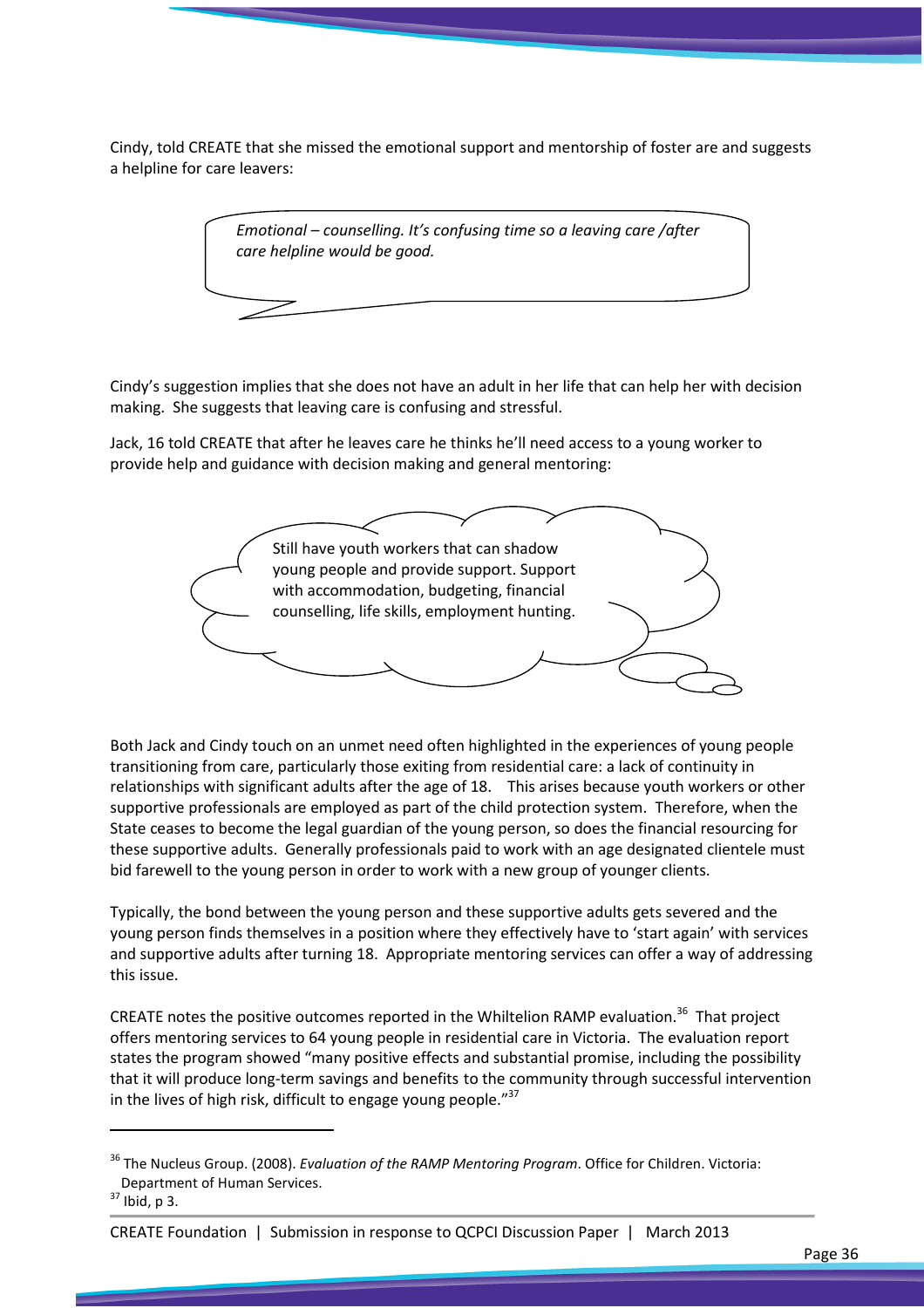Cindy, told CREATE that she missed the emotional support and mentorship of foster are and suggests a helpline for care leavers:

> *Emotional – counselling. It's confusing time so a leaving care /after care helpline would be good.*

Cindy's suggestion implies that she does not have an adult in her life that can help her with decision making. She suggests that leaving care is confusing and stressful.

Jack, 16 told CREATE that after he leaves care he thinks he'll need access to a young worker to provide help and guidance with decision making and general mentoring:

> Still have youth workers that can shadow young people and provide support. Support with accommodation, budgeting, financial counselling, life skills, employment hunting.

Both Jack and Cindy touch on an unmet need often highlighted in the experiences of young people transitioning from care, particularly those exiting from residential care: a lack of continuity in relationships with significant adults after the age of 18. This arises because youth workers or other supportive professionals are employed as part of the child protection system. Therefore, when the State ceases to become the legal guardian of the young person, so does the financial resourcing for these supportive adults. Generally professionals paid to work with an age designated clientele must bid farewell to the young person in order to work with a new group of younger clients.

Typically, the bond between the young person and these supportive adults gets severed and the young person finds themselves in a position where they effectively have to 'start again' with services and supportive adults after turning 18. Appropriate mentoring services can offer a way of addressing this issue.

CREATE notes the positive outcomes reported in the Whiltelion RAMP evaluation.[36] That project offers mentoring services to 64 young people in residential care in Victoria. The evaluation report states the program showed "many positive effects and substantial promise, including the possibility that it will produce long-term savings and benefits to the community through successful intervention in the lives of high risk, difficult to engage young people."[37]

---

[36] The Nucleus Group. (2008). *Evaluation of the RAMP Mentoring Program*. Office for Children. Victoria: Department of Human Services.

[37] Ibid, p 3.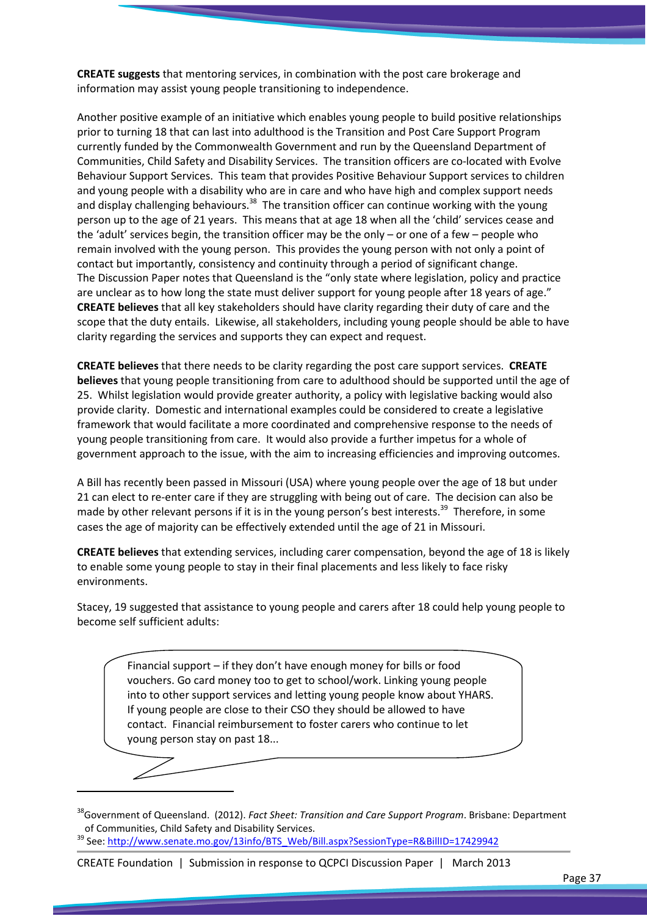**CREATE suggests** that mentoring services, in combination with the post care brokerage and information may assist young people transitioning to independence.

Another positive example of an initiative which enables young people to build positive relationships prior to turning 18 that can last into adulthood is the Transition and Post Care Support Program currently funded by the Commonwealth Government and run by the Queensland Department of Communities, Child Safety and Disability Services. The transition officers are co-located with Evolve Behaviour Support Services. This team that provides Positive Behaviour Support services to children and young people with a disability who are in care and who have high and complex support needs and display challenging behaviours.[38] The transition officer can continue working with the young person up to the age of 21 years. This means that at age 18 when all the 'child' services cease and the 'adult' services begin, the transition officer may be the only – or one of a few – people who remain involved with the young person. This provides the young person with not only a point of contact but importantly, consistency and continuity through a period of significant change. The Discussion Paper notes that Queensland is the "only state where legislation, policy and practice are unclear as to how long the state must deliver support for young people after 18 years of age." **CREATE believes** that all key stakeholders should have clarity regarding their duty of care and the scope that the duty entails. Likewise, all stakeholders, including young people should be able to have clarity regarding the services and supports they can expect and request.

**CREATE believes** that there needs to be clarity regarding the post care support services. **CREATE believes** that young people transitioning from care to adulthood should be supported until the age of 25. Whilst legislation would provide greater authority, a policy with legislative backing would also provide clarity. Domestic and international examples could be considered to create a legislative framework that would facilitate a more coordinated and comprehensive response to the needs of young people transitioning from care. It would also provide a further impetus for a whole of government approach to the issue, with the aim to increasing efficiencies and improving outcomes.

A Bill has recently been passed in Missouri (USA) where young people over the age of 18 but under 21 can elect to re-enter care if they are struggling with being out of care. The decision can also be made by other relevant persons if it is in the young person's best interests.[39] Therefore, in some cases the age of majority can be effectively extended until the age of 21 in Missouri.

**CREATE believes** that extending services, including carer compensation, beyond the age of 18 is likely to enable some young people to stay in their final placements and less likely to face risky environments.

Stacey, 19 suggested that assistance to young people and carers after 18 could help young people to become self sufficient adults:

> Financial support – if they don't have enough money for bills or food vouchers. Go card money too to get to school/work. Linking young people into to other support services and letting young people know about YHARS. If young people are close to their CSO they should be allowed to have contact. Financial reimbursement to foster carers who continue to let young person stay on past 18...

---

[38] Government of Queensland. (2012). *Fact Sheet: Transition and Care Support Program*. Brisbane: Department of Communities, Child Safety and Disability Services.

[39] See: http://www.senate.mo.gov/13info/BTS_Web/Bill.aspx?SessionType=R&BillID=17429942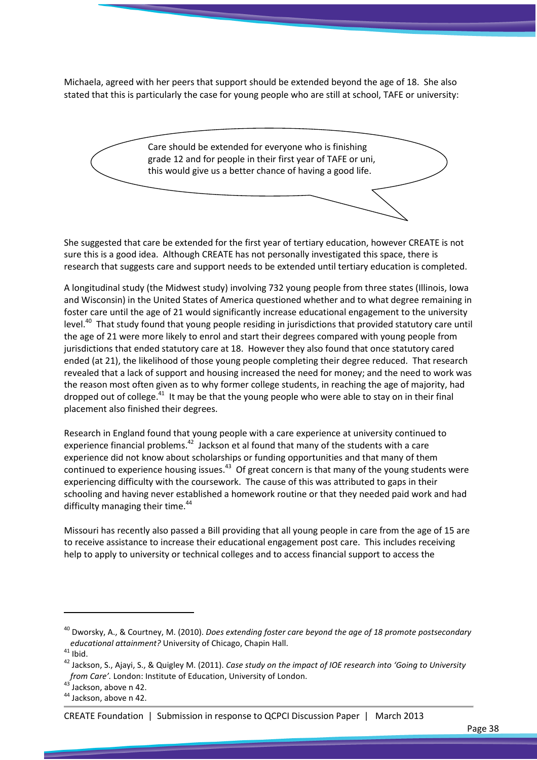Michaela, agreed with her peers that support should be extended beyond the age of 18. She also stated that this is particularly the case for young people who are still at school, TAFE or university:

> Care should be extended for everyone who is finishing grade 12 and for people in their first year of TAFE or uni, this would give us a better chance of having a good life.

She suggested that care be extended for the first year of tertiary education, however CREATE is not sure this is a good idea. Although CREATE has not personally investigated this space, there is research that suggests care and support needs to be extended until tertiary education is completed.

A longitudinal study (the Midwest study) involving 732 young people from three states (Illinois, Iowa and Wisconsin) in the United States of America questioned whether and to what degree remaining in foster care until the age of 21 would significantly increase educational engagement to the university level.[40] That study found that young people residing in jurisdictions that provided statutory care until the age of 21 were more likely to enrol and start their degrees compared with young people from jurisdictions that ended statutory care at 18. However they also found that once statutory cared ended (at 21), the likelihood of those young people completing their degree reduced. That research revealed that a lack of support and housing increased the need for money; and the need to work was the reason most often given as to why former college students, in reaching the age of majority, had dropped out of college.[41] It may be that the young people who were able to stay on in their final placement also finished their degrees.

Research in England found that young people with a care experience at university continued to experience financial problems.[42] Jackson et al found that many of the students with a care experience did not know about scholarships or funding opportunities and that many of them continued to experience housing issues.[43] Of great concern is that many of the young students were experiencing difficulty with the coursework. The cause of this was attributed to gaps in their schooling and having never established a homework routine or that they needed paid work and had difficulty managing their time.[44]

Missouri has recently also passed a Bill providing that all young people in care from the age of 15 are to receive assistance to increase their educational engagement post care. This includes receiving help to apply to university or technical colleges and to access financial support to access the

---

[40] Dworsky, A., & Courtney, M. (2010). *Does extending foster care beyond the age of 18 promote postsecondary educational attainment?* University of Chicago, Chapin Hall.

[41] Ibid.

[42] Jackson, S., Ajayi, S., & Quigley M. (2011). *Case study on the impact of IOE research into 'Going to University from Care'.* London: Institute of Education, University of London.

[43] Jackson, above n 42.

[44] Jackson, above n 42.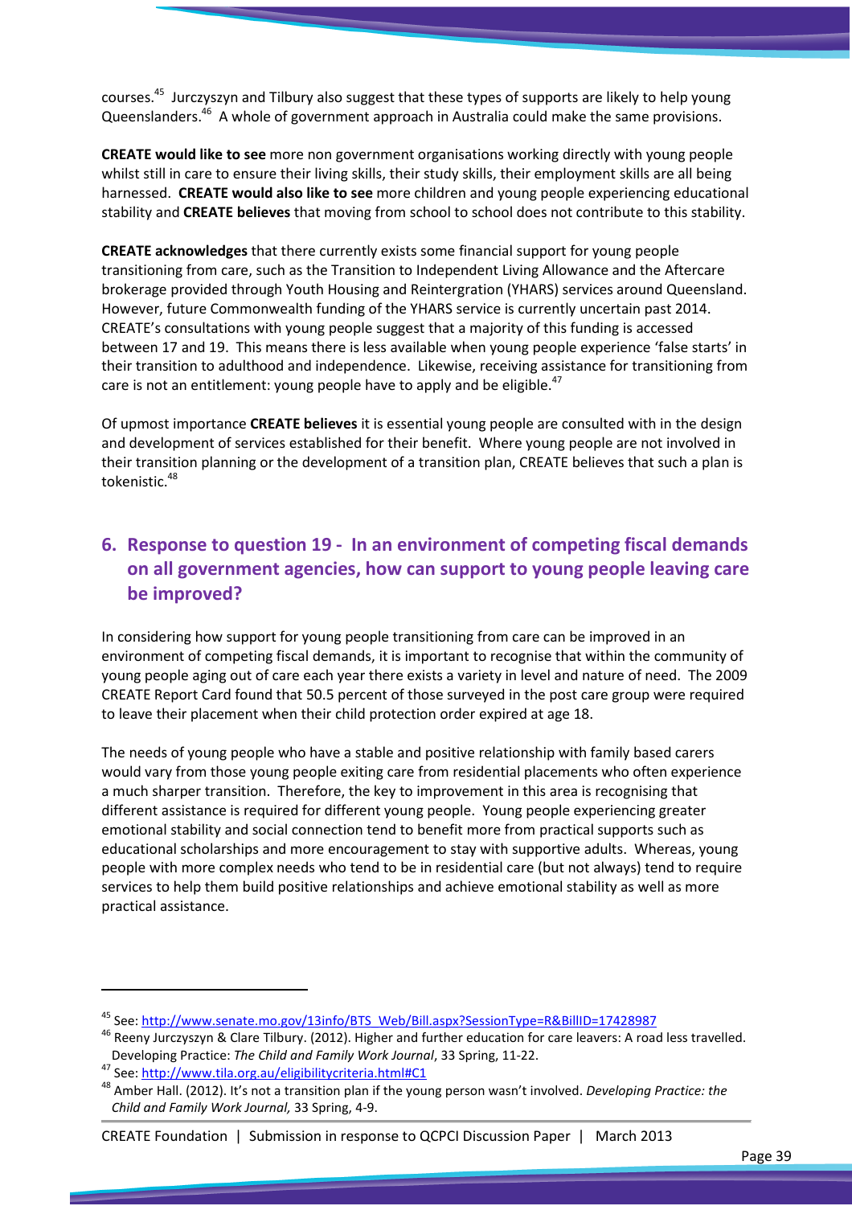courses.[45] Jurczyszyn and Tilbury also suggest that these types of supports are likely to help young Queenslanders.[46] A whole of government approach in Australia could make the same provisions.

**CREATE would like to see** more non government organisations working directly with young people whilst still in care to ensure their living skills, their study skills, their employment skills are all being harnessed. **CREATE would also like to see** more children and young people experiencing educational stability and **CREATE believes** that moving from school to school does not contribute to this stability.

**CREATE acknowledges** that there currently exists some financial support for young people transitioning from care, such as the Transition to Independent Living Allowance and the Aftercare brokerage provided through Youth Housing and Reintergration (YHARS) services around Queensland. However, future Commonwealth funding of the YHARS service is currently uncertain past 2014. CREATE's consultations with young people suggest that a majority of this funding is accessed between 17 and 19. This means there is less available when young people experience 'false starts' in their transition to adulthood and independence. Likewise, receiving assistance for transitioning from care is not an entitlement: young people have to apply and be eligible.[47]

Of upmost importance **CREATE believes** it is essential young people are consulted with in the design and development of services established for their benefit. Where young people are not involved in their transition planning or the development of a transition plan, CREATE believes that such a plan is tokenistic.[48]

## 6. Response to question 19 - In an environment of competing fiscal demands on all government agencies, how can support to young people leaving care be improved?

In considering how support for young people transitioning from care can be improved in an environment of competing fiscal demands, it is important to recognise that within the community of young people aging out of care each year there exists a variety in level and nature of need. The 2009 CREATE Report Card found that 50.5 percent of those surveyed in the post care group were required to leave their placement when their child protection order expired at age 18.

The needs of young people who have a stable and positive relationship with family based carers would vary from those young people exiting care from residential placements who often experience a much sharper transition. Therefore, the key to improvement in this area is recognising that different assistance is required for different young people. Young people experiencing greater emotional stability and social connection tend to benefit more from practical supports such as educational scholarships and more encouragement to stay with supportive adults. Whereas, young people with more complex needs who tend to be in residential care (but not always) tend to require services to help them build positive relationships and achieve emotional stability as well as more practical assistance.

---

[45] See: http://www.senate.mo.gov/13info/BTS_Web/Bill.aspx?SessionType=R&BillID=17428987

[46] Reeny Jurczyszyn & Clare Tilbury. (2012). Higher and further education for care leavers: A road less travelled. Developing Practice: *The Child and Family Work Journal*, 33 Spring, 11-22.

[47] See: http://www.tila.org.au/eligibilitycriteria.html#C1

[48] Amber Hall. (2012). It's not a transition plan if the young person wasn't involved. *Developing Practice: the Child and Family Work Journal,* 33 Spring, 4-9.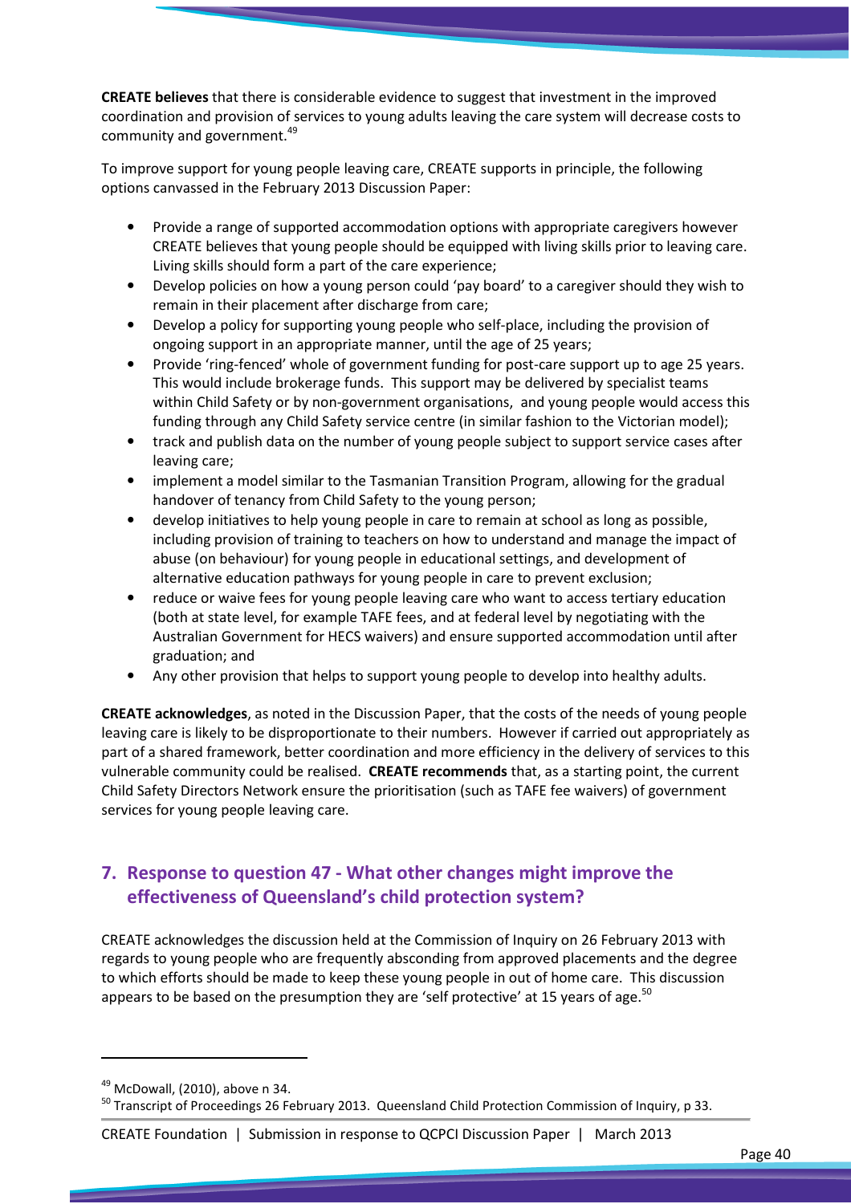**CREATE believes** that there is considerable evidence to suggest that investment in the improved coordination and provision of services to young adults leaving the care system will decrease costs to community and government.[49]

To improve support for young people leaving care, CREATE supports in principle, the following options canvassed in the February 2013 Discussion Paper:

- Provide a range of supported accommodation options with appropriate caregivers however CREATE believes that young people should be equipped with living skills prior to leaving care. Living skills should form a part of the care experience;
- Develop policies on how a young person could 'pay board' to a caregiver should they wish to remain in their placement after discharge from care;
- Develop a policy for supporting young people who self-place, including the provision of ongoing support in an appropriate manner, until the age of 25 years;
- Provide 'ring-fenced' whole of government funding for post-care support up to age 25 years. This would include brokerage funds. This support may be delivered by specialist teams within Child Safety or by non-government organisations, and young people would access this funding through any Child Safety service centre (in similar fashion to the Victorian model);
- track and publish data on the number of young people subject to support service cases after leaving care;
- implement a model similar to the Tasmanian Transition Program, allowing for the gradual handover of tenancy from Child Safety to the young person;
- develop initiatives to help young people in care to remain at school as long as possible, including provision of training to teachers on how to understand and manage the impact of abuse (on behaviour) for young people in educational settings, and development of alternative education pathways for young people in care to prevent exclusion;
- reduce or waive fees for young people leaving care who want to access tertiary education (both at state level, for example TAFE fees, and at federal level by negotiating with the Australian Government for HECS waivers) and ensure supported accommodation until after graduation; and
- Any other provision that helps to support young people to develop into healthy adults.

**CREATE acknowledges**, as noted in the Discussion Paper, that the costs of the needs of young people leaving care is likely to be disproportionate to their numbers. However if carried out appropriately as part of a shared framework, better coordination and more efficiency in the delivery of services to this vulnerable community could be realised. **CREATE recommends** that, as a starting point, the current Child Safety Directors Network ensure the prioritisation (such as TAFE fee waivers) of government services for young people leaving care.

## 7. Response to question 47 - What other changes might improve the effectiveness of Queensland's child protection system?

CREATE acknowledges the discussion held at the Commission of Inquiry on 26 February 2013 with regards to young people who are frequently absconding from approved placements and the degree to which efforts should be made to keep these young people in out of home care. This discussion appears to be based on the presumption they are 'self protective' at 15 years of age.[50]

---

[49] McDowall, (2010), above n 34.

[50] Transcript of Proceedings 26 February 2013. Queensland Child Protection Commission of Inquiry, p 33.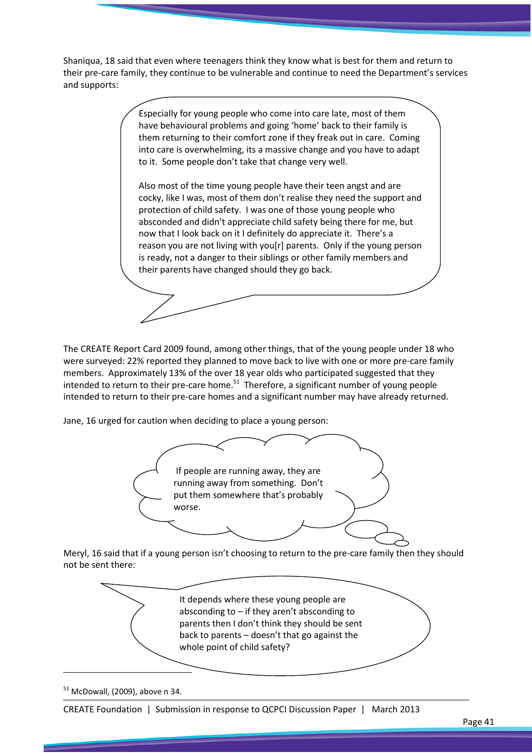Shaniqua, 18 said that even where teenagers think they know what is best for them and return to their pre-care family, they continue to be vulnerable and continue to need the Department's services and supports:

> Especially for young people who come into care late, most of them have behavioural problems and going 'home' back to their family is them returning to their comfort zone if they freak out in care. Coming into care is overwhelming, its a massive change and you have to adapt to it. Some people don't take that change very well.
>
> Also most of the time young people have their teen angst and are cocky, like I was, most of them don't realise they need the support and protection of child safety. I was one of those young people who absconded and didn't appreciate child safety being there for me, but now that I look back on it I definitely do appreciate it. There's a reason you are not living with you[r] parents. Only if the young person is ready, not a danger to their siblings or other family members and their parents have changed should they go back.

The CREATE Report Card 2009 found, among other things, that of the young people under 18 who were surveyed: 22% reported they planned to move back to live with one or more pre-care family members. Approximately 13% of the over 18 year olds who participated suggested that they intended to return to their pre-care home.[51] Therefore, a significant number of young people intended to return to their pre-care homes and a significant number may have already returned.

Jane, 16 urged for caution when deciding to place a young person:

> If people are running away, they are running away from something. Don't put them somewhere that's probably worse.

Meryl, 16 said that if a young person isn't choosing to return to the pre-care family then they should not be sent there:

> It depends where these young people are absconding to – if they aren't absconding to parents then I don't think they should be sent back to parents – doesn't that go against the whole point of child safety?

---

[51] McDowall, (2009), above n 34.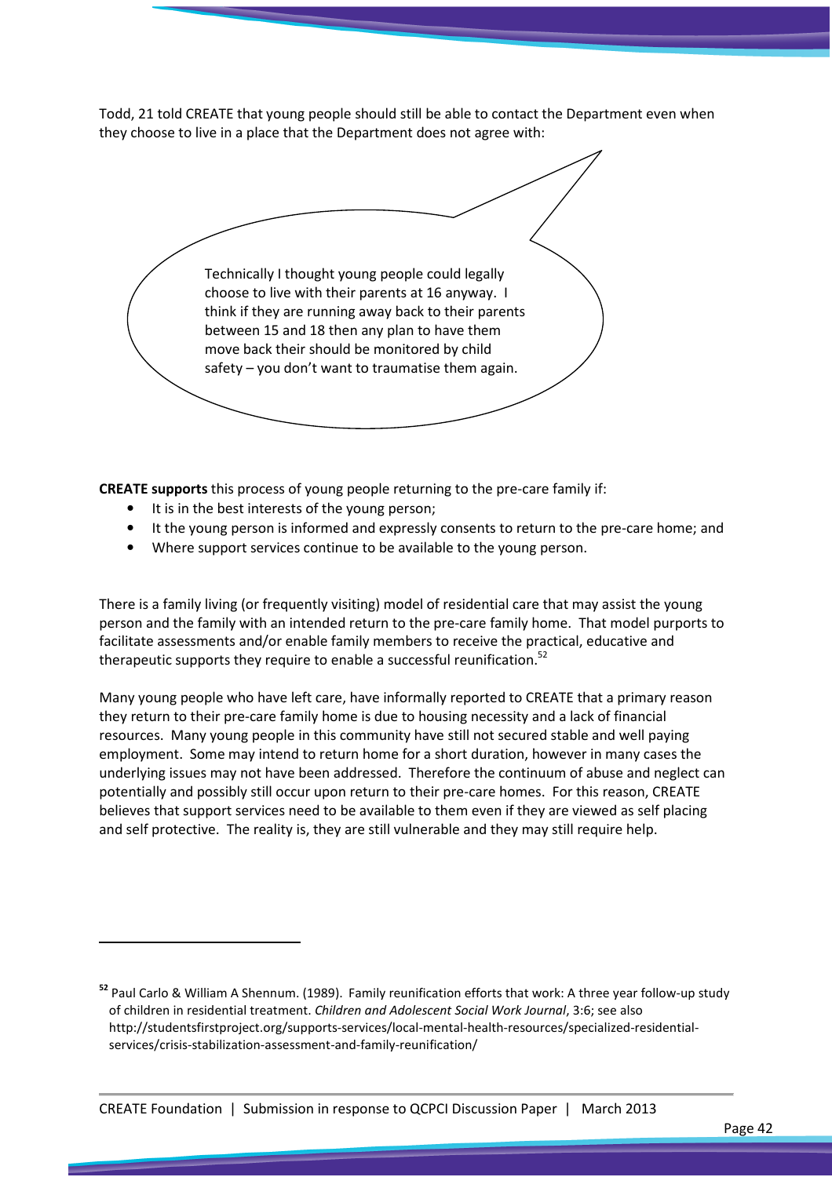Todd, 21 told CREATE that young people should still be able to contact the Department even when they choose to live in a place that the Department does not agree with:

> Technically I thought young people could legally choose to live with their parents at 16 anyway. I think if they are running away back to their parents between 15 and 18 then any plan to have them move back their should be monitored by child safety – you don't want to traumatise them again.

**CREATE supports** this process of young people returning to the pre-care family if:

- It is in the best interests of the young person;
- It the young person is informed and expressly consents to return to the pre-care home; and
- Where support services continue to be available to the young person.

There is a family living (or frequently visiting) model of residential care that may assist the young person and the family with an intended return to the pre-care family home. That model purports to facilitate assessments and/or enable family members to receive the practical, educative and therapeutic supports they require to enable a successful reunification.[52]

Many young people who have left care, have informally reported to CREATE that a primary reason they return to their pre-care family home is due to housing necessity and a lack of financial resources. Many young people in this community have still not secured stable and well paying employment. Some may intend to return home for a short duration, however in many cases the underlying issues may not have been addressed. Therefore the continuum of abuse and neglect can potentially and possibly still occur upon return to their pre-care homes. For this reason, CREATE believes that support services need to be available to them even if they are viewed as self placing and self protective. The reality is, they are still vulnerable and they may still require help.

---

[52] Paul Carlo & William A Shennum. (1989). Family reunification efforts that work: A three year follow-up study of children in residential treatment. *Children and Adolescent Social Work Journal*, 3:6; see also http://studentsfirstproject.org/supports-services/local-mental-health-resources/specialized-residential-services/crisis-stabilization-assessment-and-family-reunification/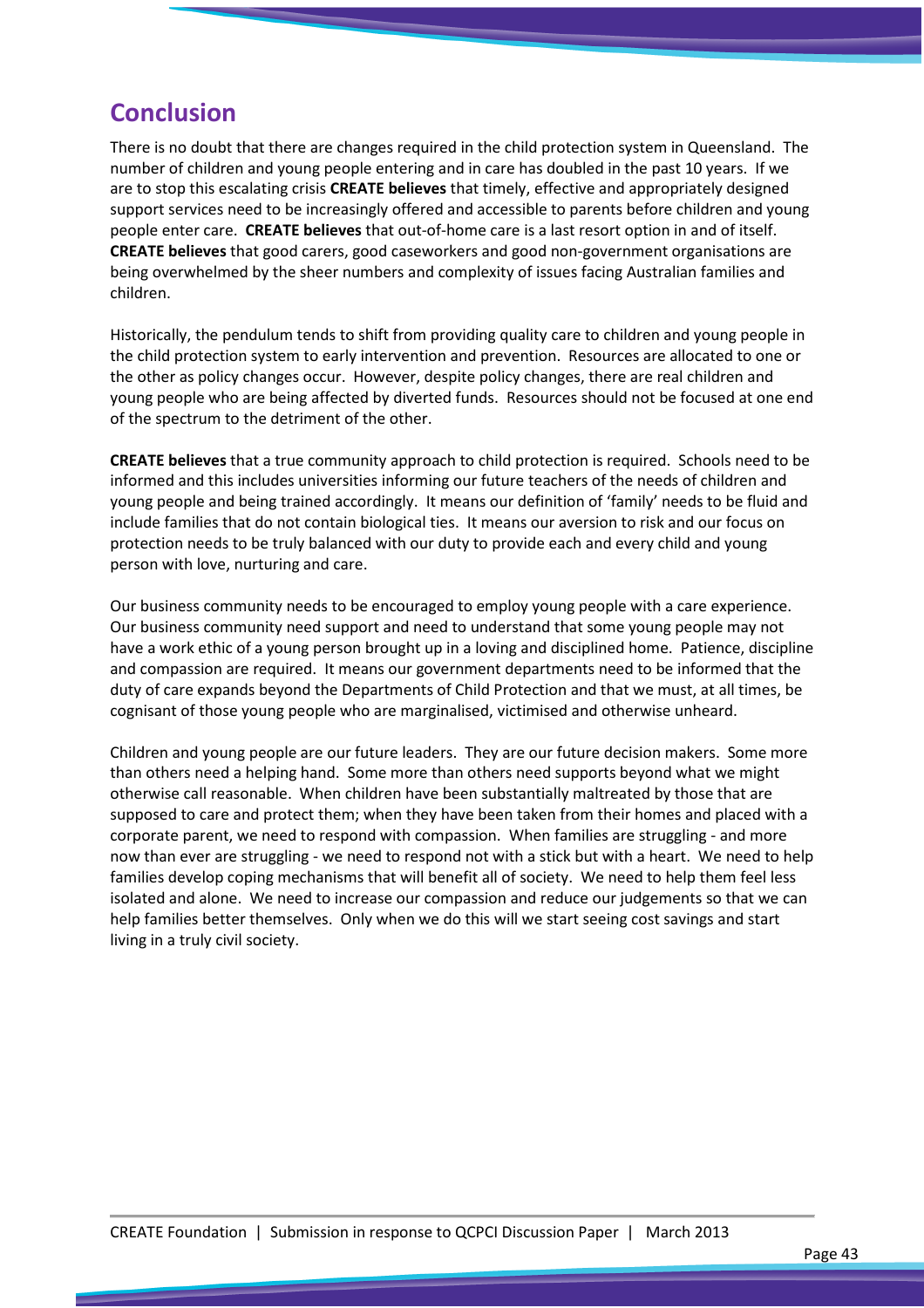## Conclusion

There is no doubt that there are changes required in the child protection system in Queensland. The number of children and young people entering and in care has doubled in the past 10 years. If we are to stop this escalating crisis **CREATE believes** that timely, effective and appropriately designed support services need to be increasingly offered and accessible to parents before children and young people enter care. **CREATE believes** that out-of-home care is a last resort option in and of itself. **CREATE believes** that good carers, good caseworkers and good non-government organisations are being overwhelmed by the sheer numbers and complexity of issues facing Australian families and children.

Historically, the pendulum tends to shift from providing quality care to children and young people in the child protection system to early intervention and prevention. Resources are allocated to one or the other as policy changes occur. However, despite policy changes, there are real children and young people who are being affected by diverted funds. Resources should not be focused at one end of the spectrum to the detriment of the other.

**CREATE believes** that a true community approach to child protection is required. Schools need to be informed and this includes universities informing our future teachers of the needs of children and young people and being trained accordingly. It means our definition of 'family' needs to be fluid and include families that do not contain biological ties. It means our aversion to risk and our focus on protection needs to be truly balanced with our duty to provide each and every child and young person with love, nurturing and care.

Our business community needs to be encouraged to employ young people with a care experience. Our business community need support and need to understand that some young people may not have a work ethic of a young person brought up in a loving and disciplined home. Patience, discipline and compassion are required. It means our government departments need to be informed that the duty of care expands beyond the Departments of Child Protection and that we must, at all times, be cognisant of those young people who are marginalised, victimised and otherwise unheard.

Children and young people are our future leaders. They are our future decision makers. Some more than others need a helping hand. Some more than others need supports beyond what we might otherwise call reasonable. When children have been substantially maltreated by those that are supposed to care and protect them; when they have been taken from their homes and placed with a corporate parent, we need to respond with compassion. When families are struggling - and more now than ever are struggling - we need to respond not with a stick but with a heart. We need to help families develop coping mechanisms that will benefit all of society. We need to help them feel less isolated and alone. We need to increase our compassion and reduce our judgements so that we can help families better themselves. Only when we do this will we start seeing cost savings and start living in a truly civil society.